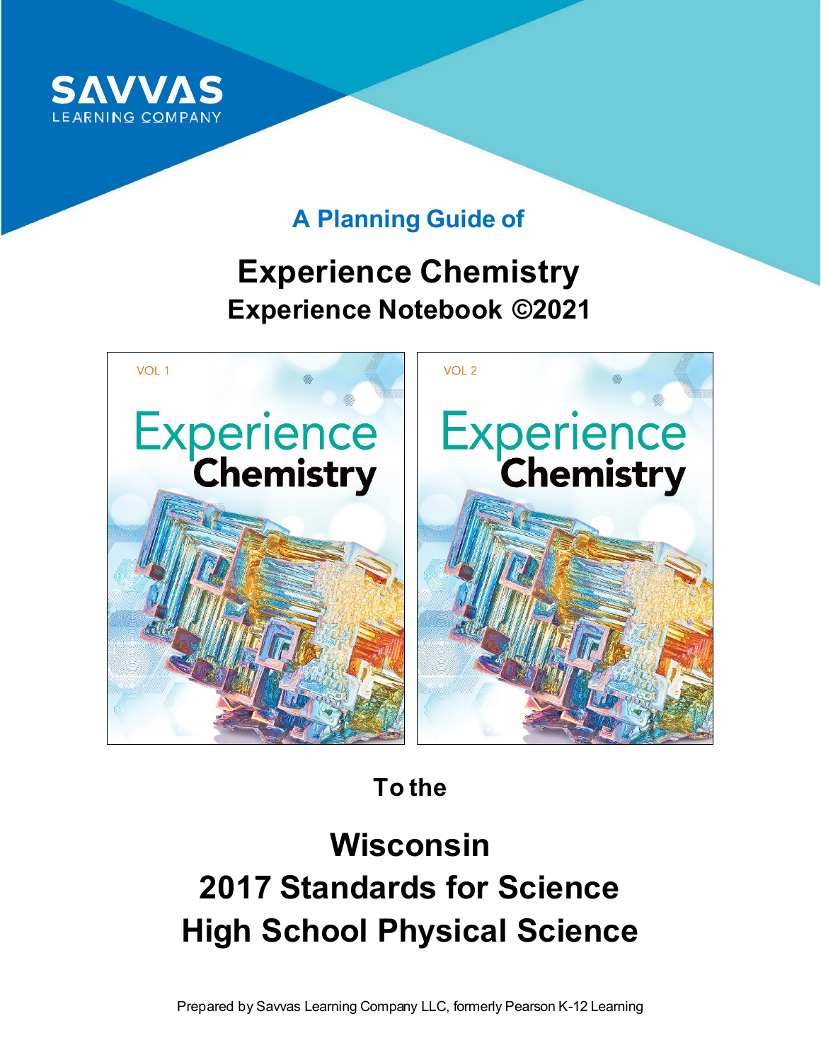SAVVAS
LEARNING COMPANY

## A Planning Guide of

# Experience Chemistry

## Experience Notebook ©2021

VOL 1

Experience Chemistry

VOL 2

Experience Chemistry

To the

# Wisconsin
# 2017 Standards for Science
# High School Physical Science

Prepared by Savvas Learning Company LLC, formerly Pearson K-12 Learning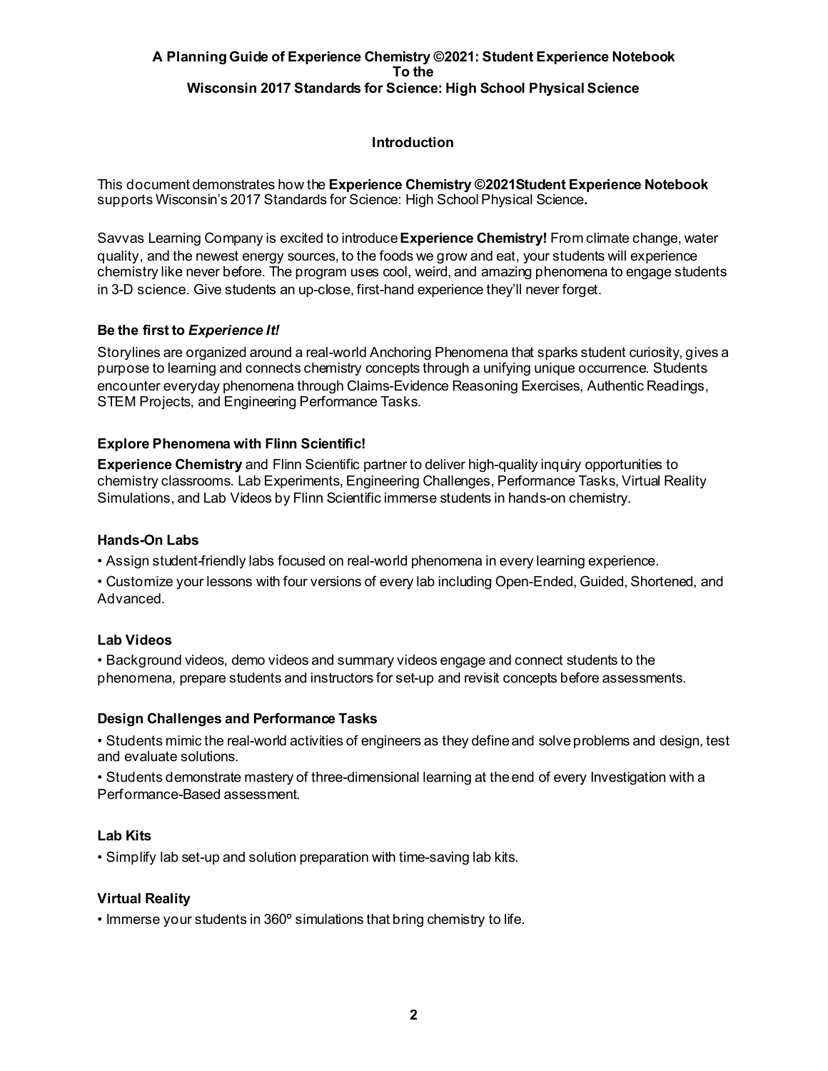**A Planning Guide of Experience Chemistry ©2021: Student Experience Notebook**
**To the**
**Wisconsin 2017 Standards for Science: High School Physical Science**

## Introduction

This document demonstrates how the **Experience Chemistry ©2021Student Experience Notebook** supports Wisconsin's 2017 Standards for Science: High School Physical Science**.**

Savvas Learning Company is excited to introduce **Experience Chemistry!** From climate change, water quality, and the newest energy sources, to the foods we grow and eat, your students will experience chemistry like never before. The program uses cool, weird, and amazing phenomena to engage students in 3-D science. Give students an up-close, first-hand experience they'll never forget.

### Be the first to *Experience It!*

Storylines are organized around a real-world Anchoring Phenomena that sparks student curiosity, gives a purpose to learning and connects chemistry concepts through a unifying unique occurrence. Students encounter everyday phenomena through Claims-Evidence Reasoning Exercises, Authentic Readings, STEM Projects, and Engineering Performance Tasks.

### Explore Phenomena with Flinn Scientific!

**Experience Chemistry** and Flinn Scientific partner to deliver high-quality inquiry opportunities to chemistry classrooms. Lab Experiments, Engineering Challenges, Performance Tasks, Virtual Reality Simulations, and Lab Videos by Flinn Scientific immerse students in hands-on chemistry.

### Hands-On Labs

- Assign student-friendly labs focused on real-world phenomena in every learning experience.
- Customize your lessons with four versions of every lab including Open-Ended, Guided, Shortened, and Advanced.

### Lab Videos

- Background videos, demo videos and summary videos engage and connect students to the phenomena, prepare students and instructors for set-up and revisit concepts before assessments.

### Design Challenges and Performance Tasks

- Students mimic the real-world activities of engineers as they define and solve problems and design, test and evaluate solutions.
- Students demonstrate mastery of three-dimensional learning at the end of every Investigation with a Performance-Based assessment.

### Lab Kits

- Simplify lab set-up and solution preparation with time-saving lab kits.

### Virtual Reality

- Immerse your students in 360º simulations that bring chemistry to life.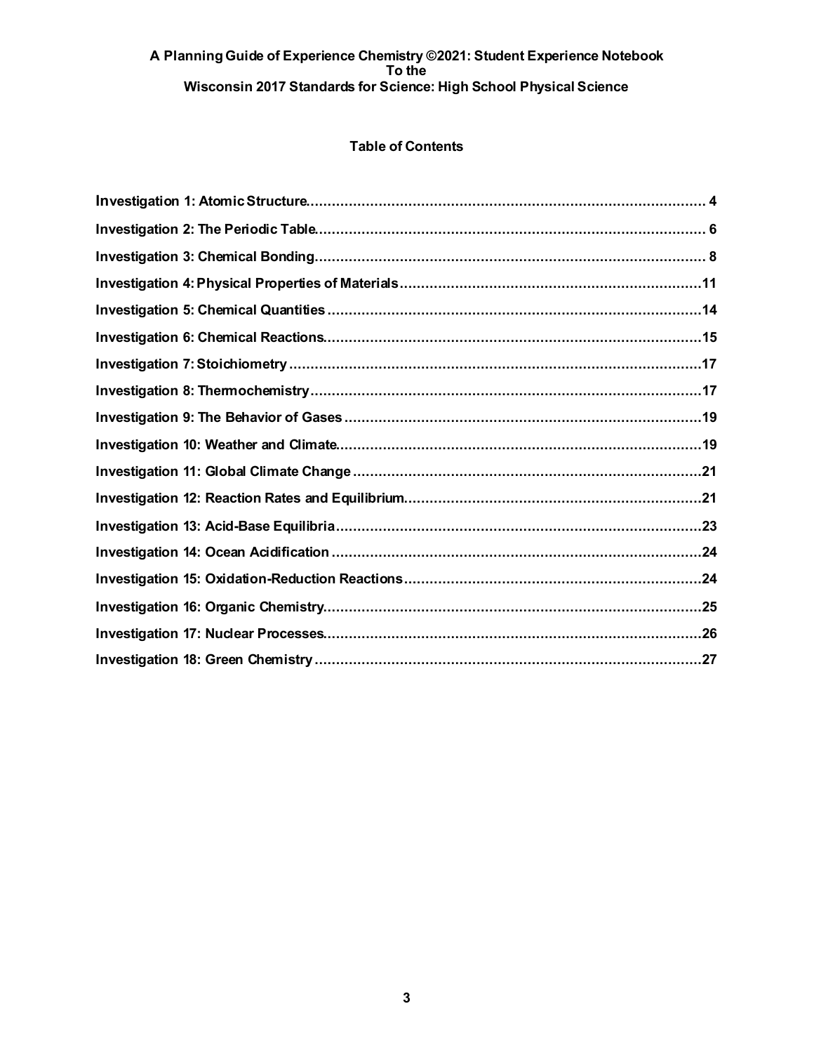**A Planning Guide of Experience Chemistry ©2021: Student Experience Notebook**
**To the**
**Wisconsin 2017 Standards for Science: High School Physical Science**

## Table of Contents

- Investigation 1: Atomic Structure .................... 4
- Investigation 2: The Periodic Table .................... 6
- Investigation 3: Chemical Bonding .................... 8
- Investigation 4: Physical Properties of Materials .................... 11
- Investigation 5: Chemical Quantities .................... 14
- Investigation 6: Chemical Reactions .................... 15
- Investigation 7: Stoichiometry .................... 17
- Investigation 8: Thermochemistry .................... 17
- Investigation 9: The Behavior of Gases .................... 19
- Investigation 10: Weather and Climate .................... 19
- Investigation 11: Global Climate Change .................... 21
- Investigation 12: Reaction Rates and Equilibrium .................... 21
- Investigation 13: Acid-Base Equilibria .................... 23
- Investigation 14: Ocean Acidification .................... 24
- Investigation 15: Oxidation-Reduction Reactions .................... 24
- Investigation 16: Organic Chemistry .................... 25
- Investigation 17: Nuclear Processes .................... 26
- Investigation 18: Green Chemistry .................... 27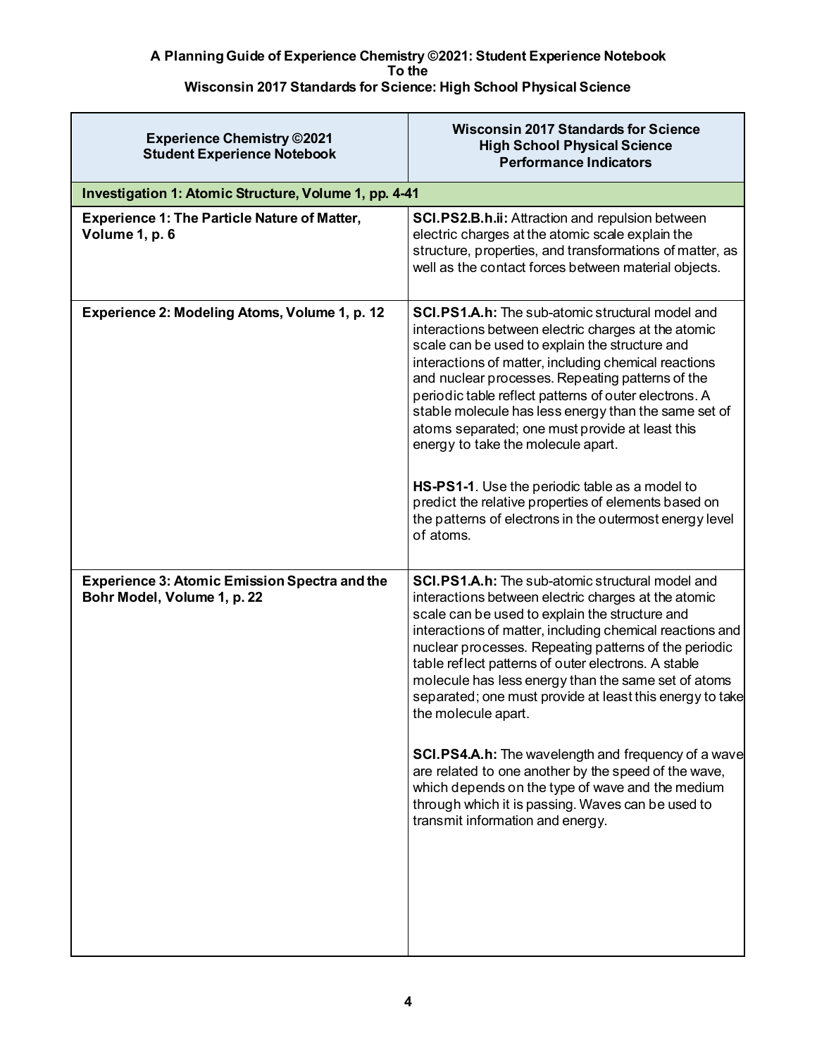**A Planning Guide of Experience Chemistry ©2021: Student Experience Notebook**
**To the**
**Wisconsin 2017 Standards for Science: High School Physical Science**

| Experience Chemistry ©2021 Student Experience Notebook | Wisconsin 2017 Standards for Science High School Physical Science Performance Indicators |
|---|---|
| **Investigation 1: Atomic Structure, Volume 1, pp. 4-41** | |
| **Experience 1: The Particle Nature of Matter, Volume 1, p. 6** | **SCI.PS2.B.h.ii:** Attraction and repulsion between electric charges at the atomic scale explain the structure, properties, and transformations of matter, as well as the contact forces between material objects. |
| **Experience 2: Modeling Atoms, Volume 1, p. 12** | **SCI.PS1.A.h:** The sub-atomic structural model and interactions between electric charges at the atomic scale can be used to explain the structure and interactions of matter, including chemical reactions and nuclear processes. Repeating patterns of the periodic table reflect patterns of outer electrons. A stable molecule has less energy than the same set of atoms separated; one must provide at least this energy to take the molecule apart.<br><br>**HS-PS1-1**. Use the periodic table as a model to predict the relative properties of elements based on the patterns of electrons in the outermost energy level of atoms. |
| **Experience 3: Atomic Emission Spectra and the Bohr Model, Volume 1, p. 22** | **SCI.PS1.A.h:** The sub-atomic structural model and interactions between electric charges at the atomic scale can be used to explain the structure and interactions of matter, including chemical reactions and nuclear processes. Repeating patterns of the periodic table reflect patterns of outer electrons. A stable molecule has less energy than the same set of atoms separated; one must provide at least this energy to take the molecule apart.<br><br>**SCI.PS4.A.h:** The wavelength and frequency of a wave are related to one another by the speed of the wave, which depends on the type of wave and the medium through which it is passing. Waves can be used to transmit information and energy. |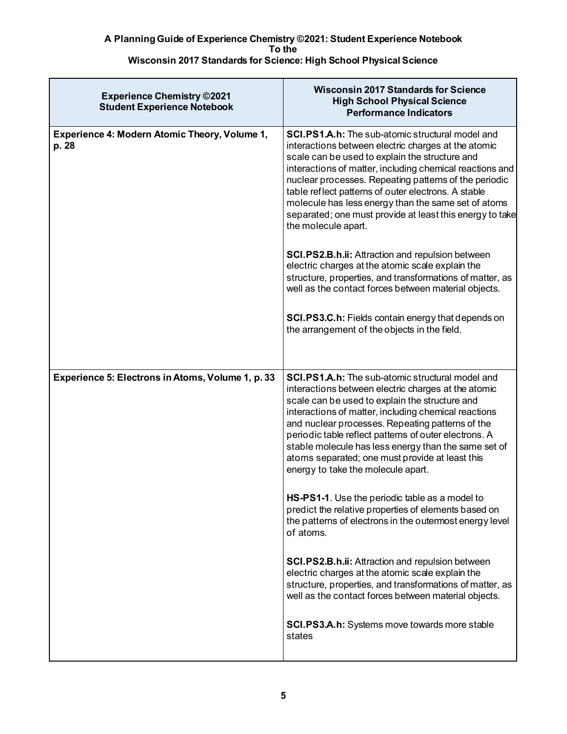**A Planning Guide of Experience Chemistry ©2021: Student Experience Notebook**
**To the**
**Wisconsin 2017 Standards for Science: High School Physical Science**

| Experience Chemistry ©2021 Student Experience Notebook | Wisconsin 2017 Standards for Science High School Physical Science Performance Indicators |
|---|---|
| **Experience 4: Modern Atomic Theory, Volume 1, p. 28** | **SCI.PS1.A.h:** The sub-atomic structural model and interactions between electric charges at the atomic scale can be used to explain the structure and interactions of matter, including chemical reactions and nuclear processes. Repeating patterns of the periodic table reflect patterns of outer electrons. A stable molecule has less energy than the same set of atoms separated; one must provide at least this energy to take the molecule apart.<br><br>**SCI.PS2.B.h.ii:** Attraction and repulsion between electric charges at the atomic scale explain the structure, properties, and transformations of matter, as well as the contact forces between material objects.<br><br>**SCI.PS3.C.h:** Fields contain energy that depends on the arrangement of the objects in the field. |
| **Experience 5: Electrons in Atoms, Volume 1, p. 33** | **SCI.PS1.A.h:** The sub-atomic structural model and interactions between electric charges at the atomic scale can be used to explain the structure and interactions of matter, including chemical reactions and nuclear processes. Repeating patterns of the periodic table reflect patterns of outer electrons. A stable molecule has less energy than the same set of atoms separated; one must provide at least this energy to take the molecule apart.<br><br>**HS-PS1-1**. Use the periodic table as a model to predict the relative properties of elements based on the patterns of electrons in the outermost energy level of atoms.<br><br>**SCI.PS2.B.h.ii:** Attraction and repulsion between electric charges at the atomic scale explain the structure, properties, and transformations of matter, as well as the contact forces between material objects.<br><br>**SCI.PS3.A.h:** Systems move towards more stable states |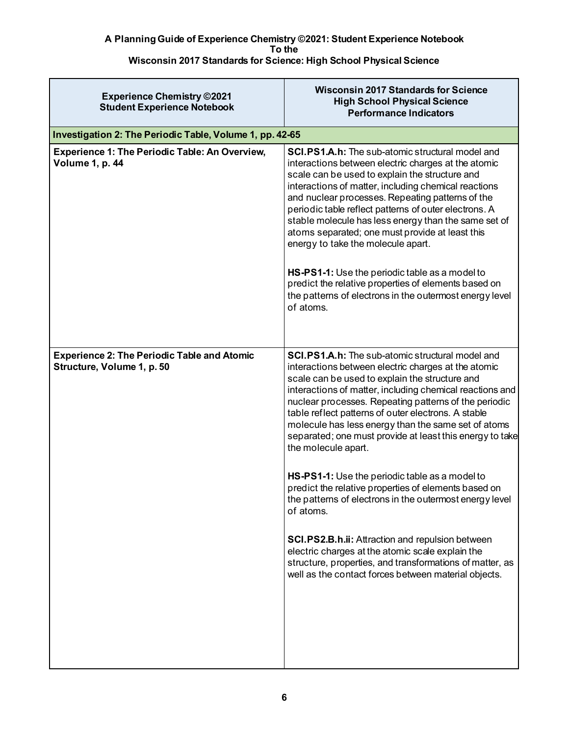**A Planning Guide of Experience Chemistry ©2021: Student Experience Notebook**
**To the**
**Wisconsin 2017 Standards for Science: High School Physical Science**

| Experience Chemistry ©2021 Student Experience Notebook | Wisconsin 2017 Standards for Science High School Physical Science Performance Indicators |
|---|---|
| **Investigation 2: The Periodic Table, Volume 1, pp. 42-65** | |
| **Experience 1: The Periodic Table: An Overview, Volume 1, p. 44** | **SCI.PS1.A.h:** The sub-atomic structural model and interactions between electric charges at the atomic scale can be used to explain the structure and interactions of matter, including chemical reactions and nuclear processes. Repeating patterns of the periodic table reflect patterns of outer electrons. A stable molecule has less energy than the same set of atoms separated; one must provide at least this energy to take the molecule apart.<br><br>**HS-PS1-1:** Use the periodic table as a model to predict the relative properties of elements based on the patterns of electrons in the outermost energy level of atoms. |
| **Experience 2: The Periodic Table and Atomic Structure, Volume 1, p. 50** | **SCI.PS1.A.h:** The sub-atomic structural model and interactions between electric charges at the atomic scale can be used to explain the structure and interactions of matter, including chemical reactions and nuclear processes. Repeating patterns of the periodic table reflect patterns of outer electrons. A stable molecule has less energy than the same set of atoms separated; one must provide at least this energy to take the molecule apart.<br><br>**HS-PS1-1:** Use the periodic table as a model to predict the relative properties of elements based on the patterns of electrons in the outermost energy level of atoms.<br><br>**SCI.PS2.B.h.ii:** Attraction and repulsion between electric charges at the atomic scale explain the structure, properties, and transformations of matter, as well as the contact forces between material objects. |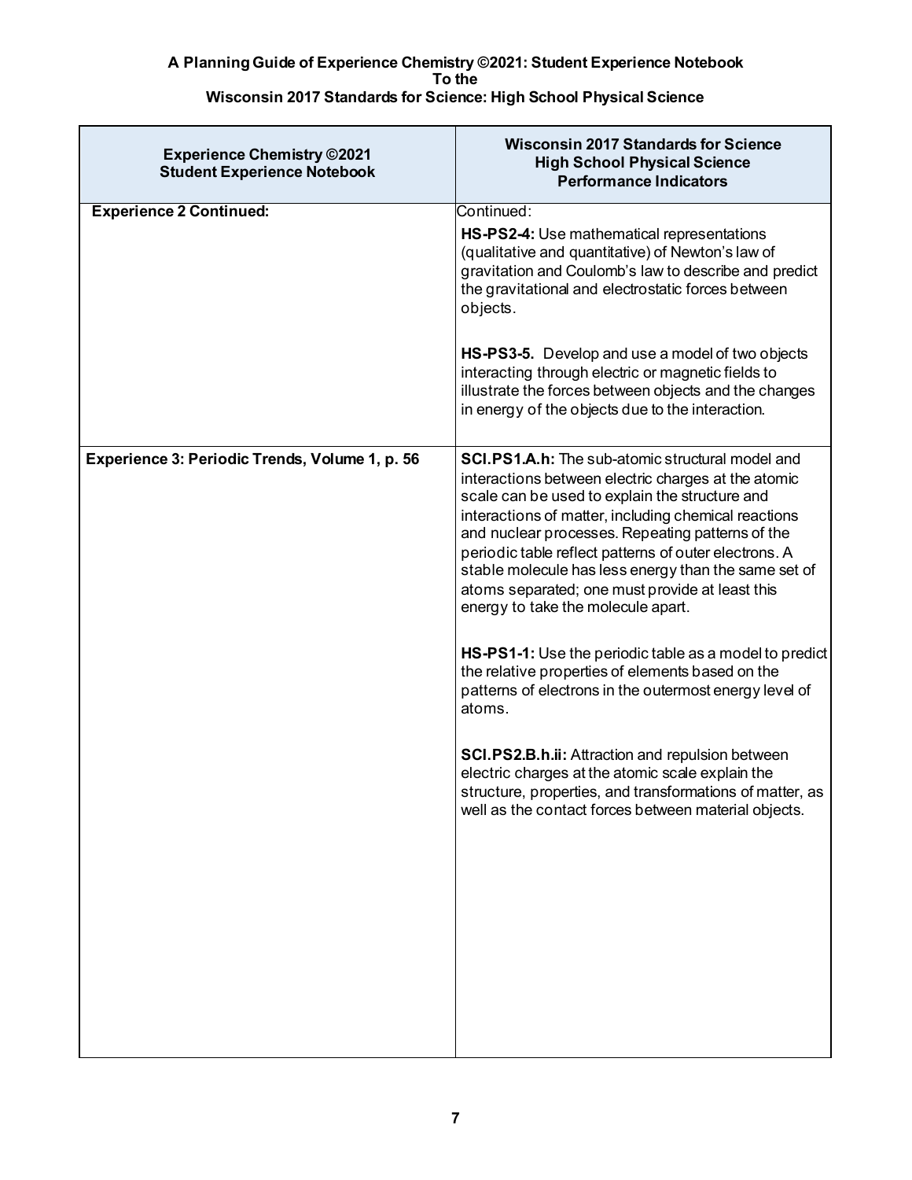**A Planning Guide of Experience Chemistry ©2021: Student Experience Notebook**
**To the**
**Wisconsin 2017 Standards for Science: High School Physical Science**

| Experience Chemistry ©2021 Student Experience Notebook | Wisconsin 2017 Standards for Science High School Physical Science Performance Indicators |
|---|---|
| **Experience 2 Continued:** | Continued:<br><br>**HS-PS2-4:** Use mathematical representations (qualitative and quantitative) of Newton's law of gravitation and Coulomb's law to describe and predict the gravitational and electrostatic forces between objects.<br><br>**HS-PS3-5.** Develop and use a model of two objects interacting through electric or magnetic fields to illustrate the forces between objects and the changes in energy of the objects due to the interaction. |
| **Experience 3: Periodic Trends, Volume 1, p. 56** | **SCI.PS1.A.h:** The sub-atomic structural model and interactions between electric charges at the atomic scale can be used to explain the structure and interactions of matter, including chemical reactions and nuclear processes. Repeating patterns of the periodic table reflect patterns of outer electrons. A stable molecule has less energy than the same set of atoms separated; one must provide at least this energy to take the molecule apart.<br><br>**HS-PS1-1:** Use the periodic table as a model to predict the relative properties of elements based on the patterns of electrons in the outermost energy level of atoms.<br><br>**SCI.PS2.B.h.ii:** Attraction and repulsion between electric charges at the atomic scale explain the structure, properties, and transformations of matter, as well as the contact forces between material objects. |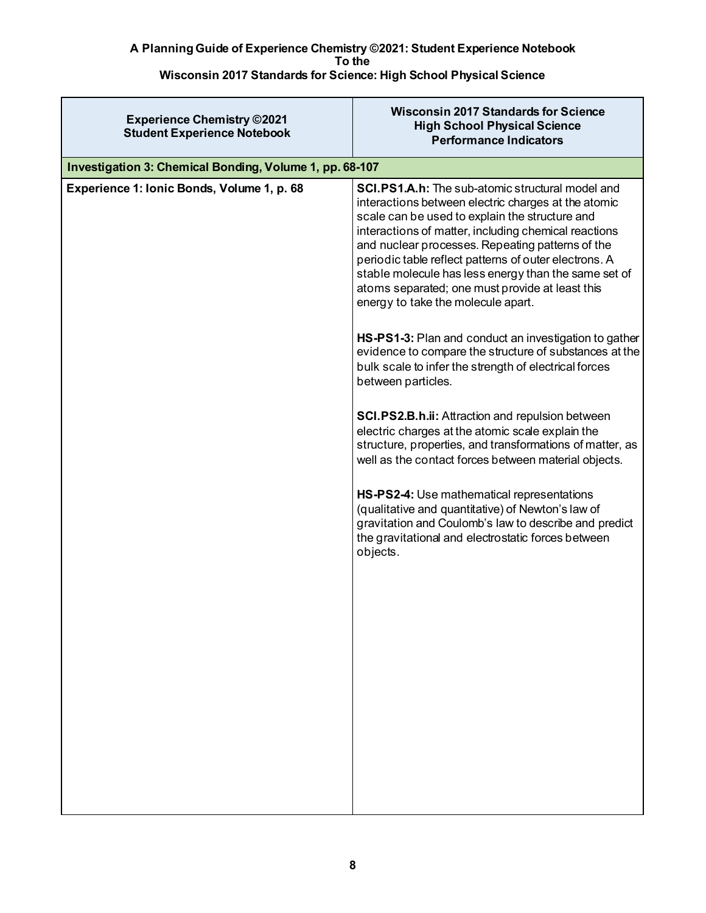**A Planning Guide of Experience Chemistry ©2021: Student Experience Notebook**
**To the**
**Wisconsin 2017 Standards for Science: High School Physical Science**

| Experience Chemistry ©2021 Student Experience Notebook | Wisconsin 2017 Standards for Science High School Physical Science Performance Indicators |
|---|---|
| **Investigation 3: Chemical Bonding, Volume 1, pp. 68-107** | |
| **Experience 1: Ionic Bonds, Volume 1, p. 68** | **SCI.PS1.A.h:** The sub-atomic structural model and interactions between electric charges at the atomic scale can be used to explain the structure and interactions of matter, including chemical reactions and nuclear processes. Repeating patterns of the periodic table reflect patterns of outer electrons. A stable molecule has less energy than the same set of atoms separated; one must provide at least this energy to take the molecule apart.<br><br>**HS-PS1-3:** Plan and conduct an investigation to gather evidence to compare the structure of substances at the bulk scale to infer the strength of electrical forces between particles.<br><br>**SCI.PS2.B.h.ii:** Attraction and repulsion between electric charges at the atomic scale explain the structure, properties, and transformations of matter, as well as the contact forces between material objects.<br><br>**HS-PS2-4:** Use mathematical representations (qualitative and quantitative) of Newton's law of gravitation and Coulomb's law to describe and predict the gravitational and electrostatic forces between objects. |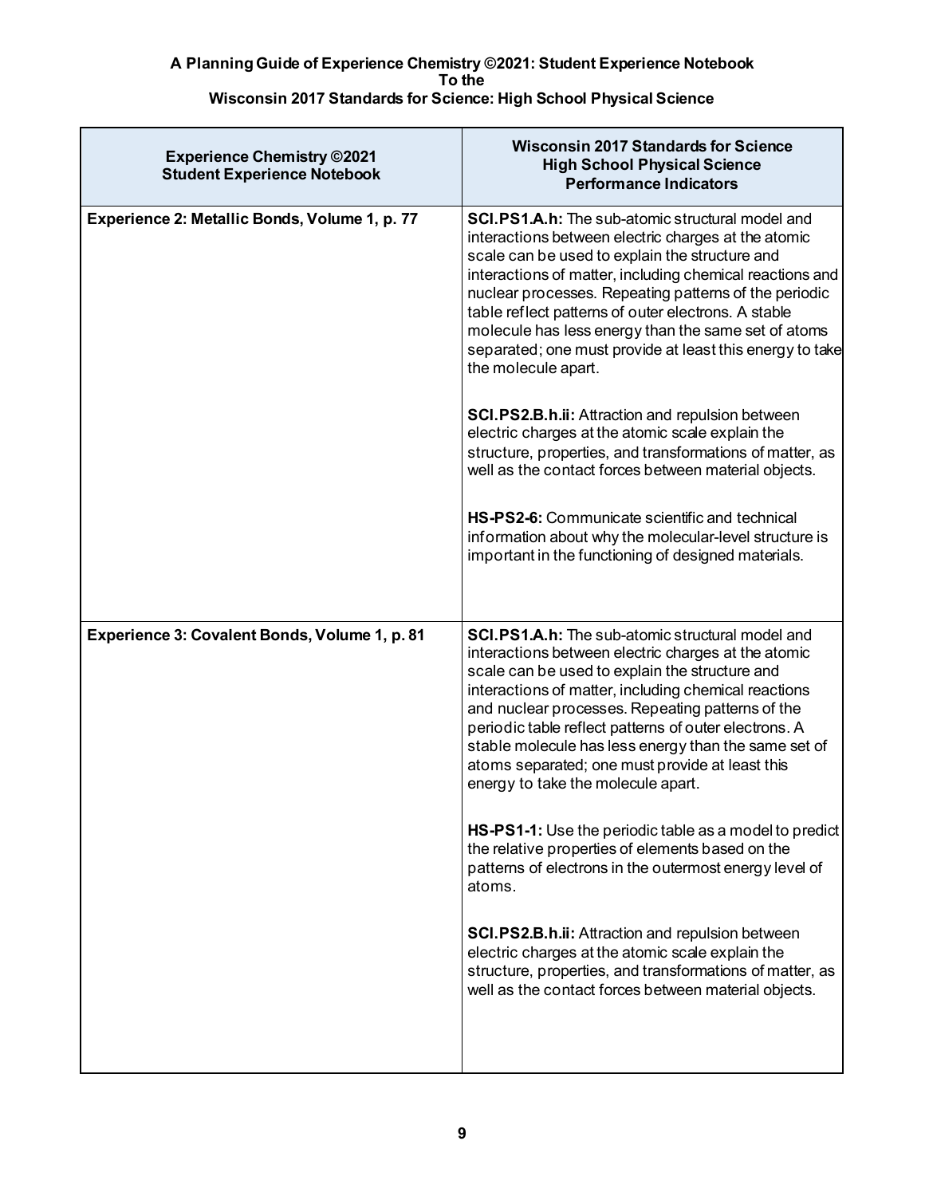**A Planning Guide of Experience Chemistry ©2021: Student Experience Notebook**
**To the**
**Wisconsin 2017 Standards for Science: High School Physical Science**

| Experience Chemistry ©2021 Student Experience Notebook | Wisconsin 2017 Standards for Science High School Physical Science Performance Indicators |
|---|---|
| **Experience 2: Metallic Bonds, Volume 1, p. 77** | **SCI.PS1.A.h:** The sub-atomic structural model and interactions between electric charges at the atomic scale can be used to explain the structure and interactions of matter, including chemical reactions and nuclear processes. Repeating patterns of the periodic table reflect patterns of outer electrons. A stable molecule has less energy than the same set of atoms separated; one must provide at least this energy to take the molecule apart.<br><br>**SCI.PS2.B.h.ii:** Attraction and repulsion between electric charges at the atomic scale explain the structure, properties, and transformations of matter, as well as the contact forces between material objects.<br><br>**HS-PS2-6:** Communicate scientific and technical information about why the molecular-level structure is important in the functioning of designed materials. |
| **Experience 3: Covalent Bonds, Volume 1, p. 81** | **SCI.PS1.A.h:** The sub-atomic structural model and interactions between electric charges at the atomic scale can be used to explain the structure and interactions of matter, including chemical reactions and nuclear processes. Repeating patterns of the periodic table reflect patterns of outer electrons. A stable molecule has less energy than the same set of atoms separated; one must provide at least this energy to take the molecule apart.<br><br>**HS-PS1-1:** Use the periodic table as a model to predict the relative properties of elements based on the patterns of electrons in the outermost energy level of atoms.<br><br>**SCI.PS2.B.h.ii:** Attraction and repulsion between electric charges at the atomic scale explain the structure, properties, and transformations of matter, as well as the contact forces between material objects. |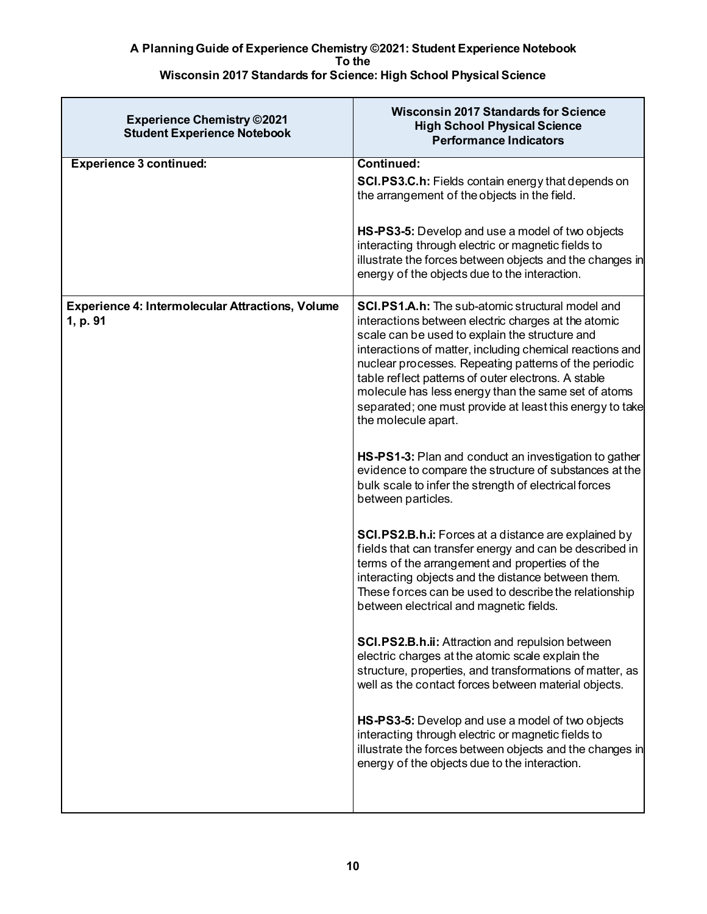**A Planning Guide of Experience Chemistry ©2021: Student Experience Notebook**
**To the**
**Wisconsin 2017 Standards for Science: High School Physical Science**

| Experience Chemistry ©2021 Student Experience Notebook | Wisconsin 2017 Standards for Science High School Physical Science Performance Indicators |
| --- | --- |
| **Experience 3 continued:** | **Continued:**<br><br>**SCI.PS3.C.h:** Fields contain energy that depends on the arrangement of the objects in the field.<br><br>**HS-PS3-5:** Develop and use a model of two objects interacting through electric or magnetic fields to illustrate the forces between objects and the changes in energy of the objects due to the interaction. |
| **Experience 4: Intermolecular Attractions, Volume 1, p. 91** | **SCI.PS1.A.h:** The sub-atomic structural model and interactions between electric charges at the atomic scale can be used to explain the structure and interactions of matter, including chemical reactions and nuclear processes. Repeating patterns of the periodic table reflect patterns of outer electrons. A stable molecule has less energy than the same set of atoms separated; one must provide at least this energy to take the molecule apart.<br><br>**HS-PS1-3:** Plan and conduct an investigation to gather evidence to compare the structure of substances at the bulk scale to infer the strength of electrical forces between particles.<br><br>**SCI.PS2.B.h.i:** Forces at a distance are explained by fields that can transfer energy and can be described in terms of the arrangement and properties of the interacting objects and the distance between them. These forces can be used to describe the relationship between electrical and magnetic fields.<br><br>**SCI.PS2.B.h.ii:** Attraction and repulsion between electric charges at the atomic scale explain the structure, properties, and transformations of matter, as well as the contact forces between material objects.<br><br>**HS-PS3-5:** Develop and use a model of two objects interacting through electric or magnetic fields to illustrate the forces between objects and the changes in energy of the objects due to the interaction. |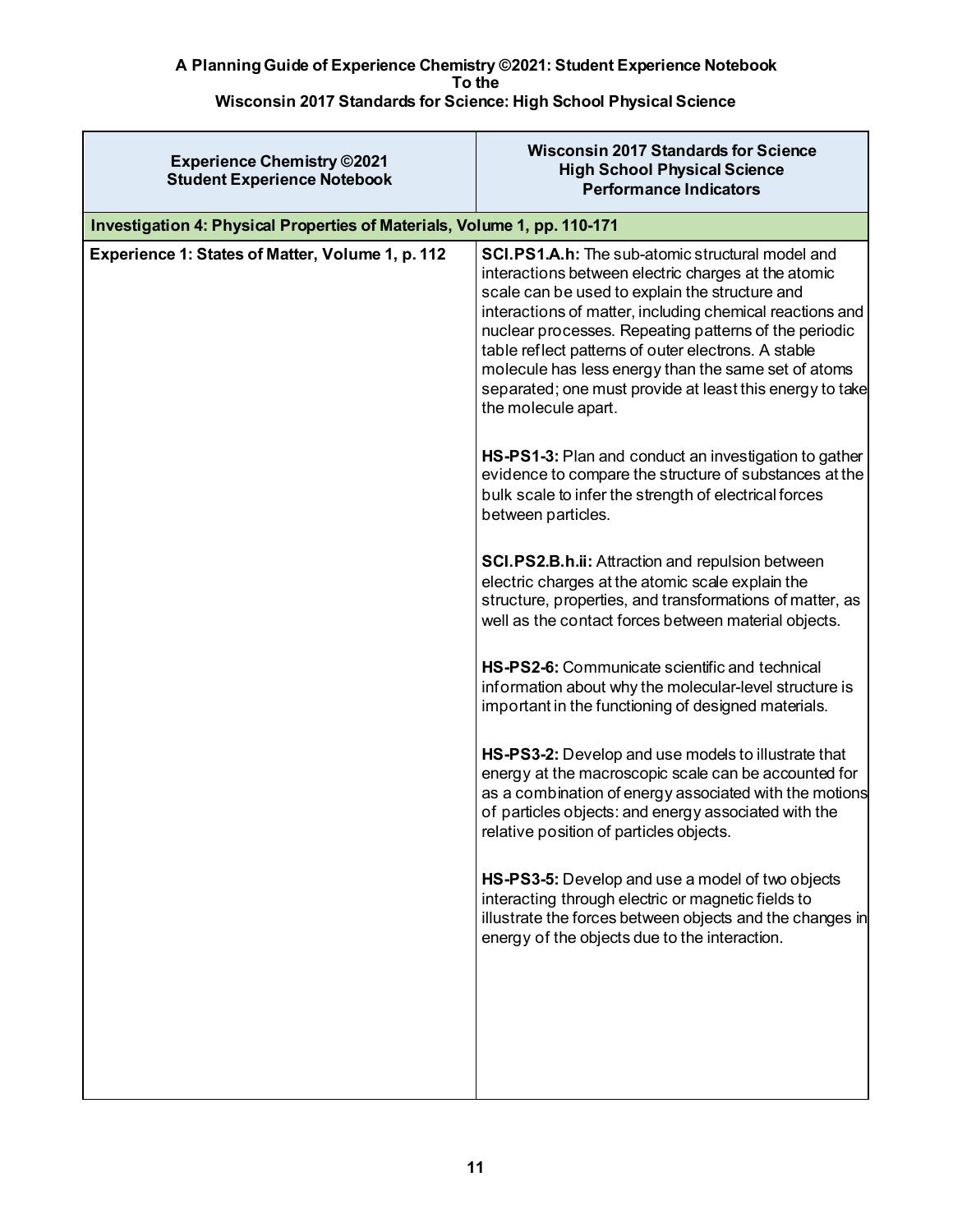**A Planning Guide of Experience Chemistry ©2021: Student Experience Notebook**
**To the**
**Wisconsin 2017 Standards for Science: High School Physical Science**

| Experience Chemistry ©2021<br>Student Experience Notebook | Wisconsin 2017 Standards for Science<br>High School Physical Science<br>Performance Indicators |
|---|---|
| **Investigation 4: Physical Properties of Materials, Volume 1, pp. 110-171** | |
| **Experience 1: States of Matter, Volume 1, p. 112** | **SCI.PS1.A.h:** The sub-atomic structural model and interactions between electric charges at the atomic scale can be used to explain the structure and interactions of matter, including chemical reactions and nuclear processes. Repeating patterns of the periodic table reflect patterns of outer electrons. A stable molecule has less energy than the same set of atoms separated; one must provide at least this energy to take the molecule apart.<br><br>**HS-PS1-3:** Plan and conduct an investigation to gather evidence to compare the structure of substances at the bulk scale to infer the strength of electrical forces between particles.<br><br>**SCI.PS2.B.h.ii:** Attraction and repulsion between electric charges at the atomic scale explain the structure, properties, and transformations of matter, as well as the contact forces between material objects.<br><br>**HS-PS2-6:** Communicate scientific and technical information about why the molecular-level structure is important in the functioning of designed materials.<br><br>**HS-PS3-2:** Develop and use models to illustrate that energy at the macroscopic scale can be accounted for as a combination of energy associated with the motions of particles objects: and energy associated with the relative position of particles objects.<br><br>**HS-PS3-5:** Develop and use a model of two objects interacting through electric or magnetic fields to illustrate the forces between objects and the changes in energy of the objects due to the interaction. |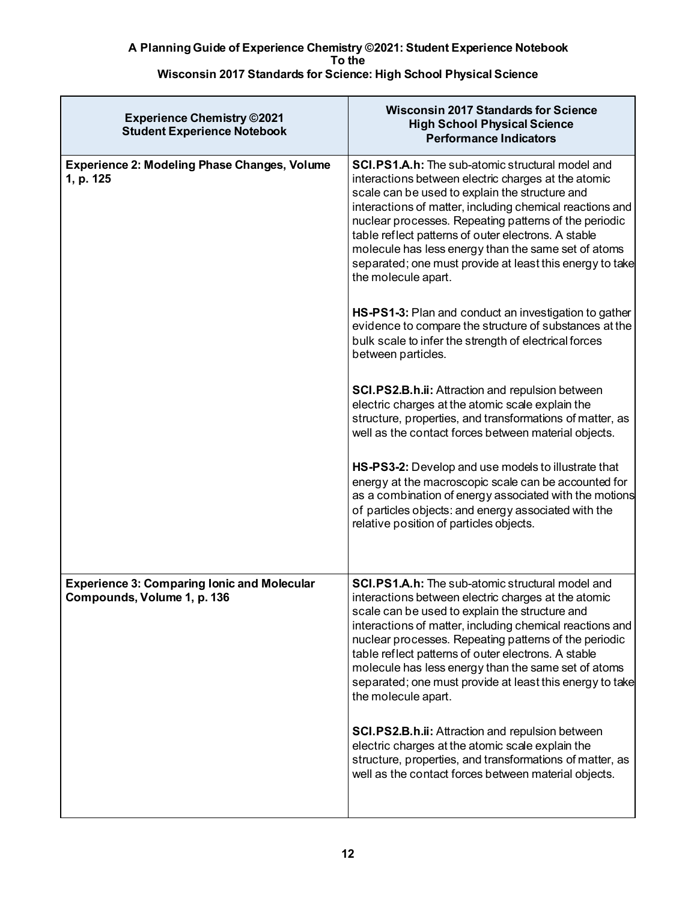**A Planning Guide of Experience Chemistry ©2021: Student Experience Notebook**
**To the**
**Wisconsin 2017 Standards for Science: High School Physical Science**

| Experience Chemistry ©2021<br>Student Experience Notebook | Wisconsin 2017 Standards for Science<br>High School Physical Science<br>Performance Indicators |
|---|---|
| **Experience 2: Modeling Phase Changes, Volume 1, p. 125** | **SCI.PS1.A.h:** The sub-atomic structural model and interactions between electric charges at the atomic scale can be used to explain the structure and interactions of matter, including chemical reactions and nuclear processes. Repeating patterns of the periodic table reflect patterns of outer electrons. A stable molecule has less energy than the same set of atoms separated; one must provide at least this energy to take the molecule apart.<br><br>**HS-PS1-3:** Plan and conduct an investigation to gather evidence to compare the structure of substances at the bulk scale to infer the strength of electrical forces between particles.<br><br>**SCI.PS2.B.h.ii:** Attraction and repulsion between electric charges at the atomic scale explain the structure, properties, and transformations of matter, as well as the contact forces between material objects.<br><br>**HS-PS3-2:** Develop and use models to illustrate that energy at the macroscopic scale can be accounted for as a combination of energy associated with the motions of particles objects: and energy associated with the relative position of particles objects. |
| **Experience 3: Comparing Ionic and Molecular Compounds, Volume 1, p. 136** | **SCI.PS1.A.h:** The sub-atomic structural model and interactions between electric charges at the atomic scale can be used to explain the structure and interactions of matter, including chemical reactions and nuclear processes. Repeating patterns of the periodic table reflect patterns of outer electrons. A stable molecule has less energy than the same set of atoms separated; one must provide at least this energy to take the molecule apart.<br><br>**SCI.PS2.B.h.ii:** Attraction and repulsion between electric charges at the atomic scale explain the structure, properties, and transformations of matter, as well as the contact forces between material objects. |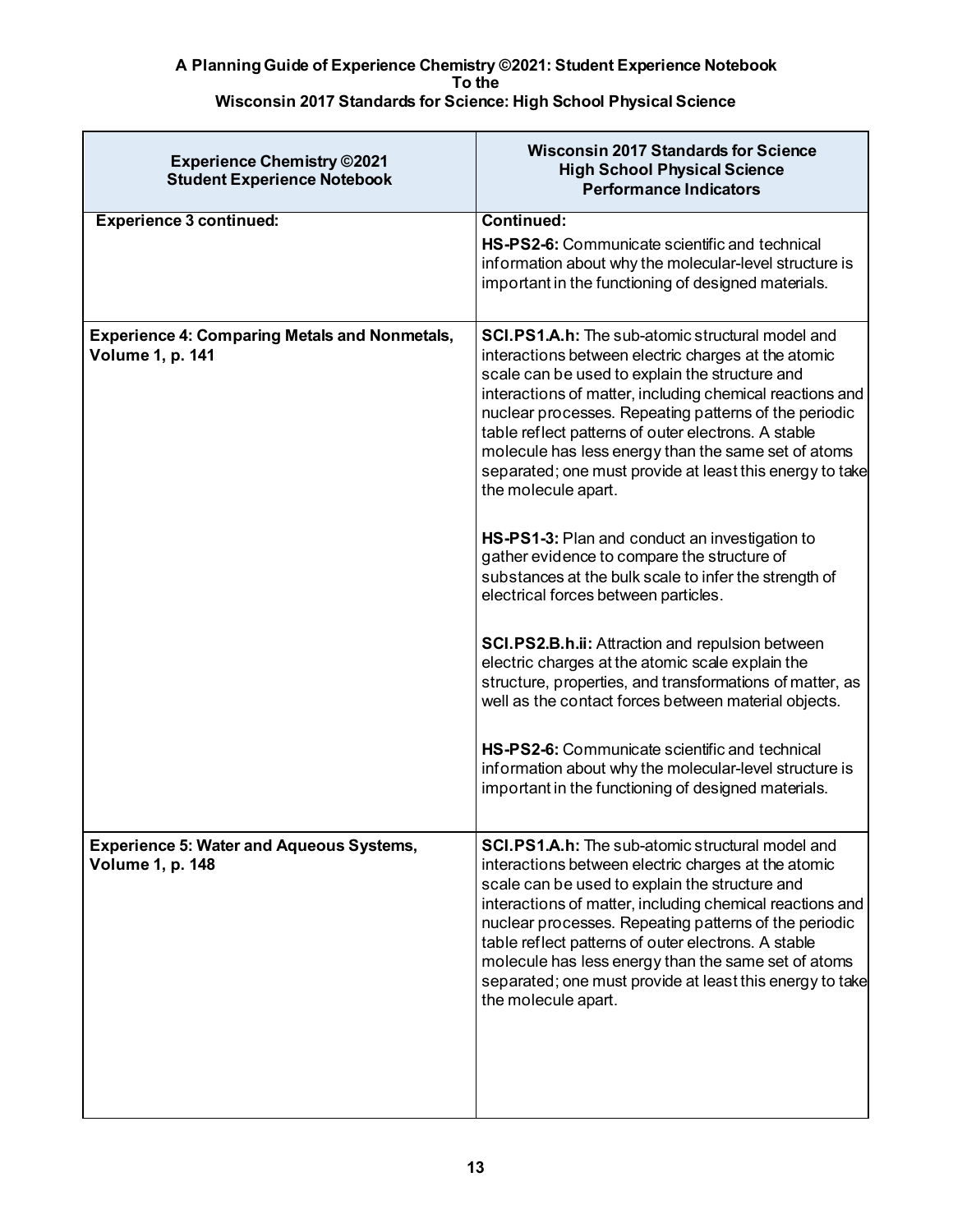**A Planning Guide of Experience Chemistry ©2021: Student Experience Notebook**
**To the**
**Wisconsin 2017 Standards for Science: High School Physical Science**

| Experience Chemistry ©2021 Student Experience Notebook | Wisconsin 2017 Standards for Science High School Physical Science Performance Indicators |
|---|---|
| **Experience 3 continued:** | **Continued:**<br><br>**HS-PS2-6:** Communicate scientific and technical information about why the molecular-level structure is important in the functioning of designed materials. |
| **Experience 4: Comparing Metals and Nonmetals, Volume 1, p. 141** | **SCI.PS1.A.h:** The sub-atomic structural model and interactions between electric charges at the atomic scale can be used to explain the structure and interactions of matter, including chemical reactions and nuclear processes. Repeating patterns of the periodic table reflect patterns of outer electrons. A stable molecule has less energy than the same set of atoms separated; one must provide at least this energy to take the molecule apart.<br><br>**HS-PS1-3:** Plan and conduct an investigation to gather evidence to compare the structure of substances at the bulk scale to infer the strength of electrical forces between particles.<br><br>**SCI.PS2.B.h.ii:** Attraction and repulsion between electric charges at the atomic scale explain the structure, properties, and transformations of matter, as well as the contact forces between material objects.<br><br>**HS-PS2-6:** Communicate scientific and technical information about why the molecular-level structure is important in the functioning of designed materials. |
| **Experience 5: Water and Aqueous Systems, Volume 1, p. 148** | **SCI.PS1.A.h:** The sub-atomic structural model and interactions between electric charges at the atomic scale can be used to explain the structure and interactions of matter, including chemical reactions and nuclear processes. Repeating patterns of the periodic table reflect patterns of outer electrons. A stable molecule has less energy than the same set of atoms separated; one must provide at least this energy to take the molecule apart. |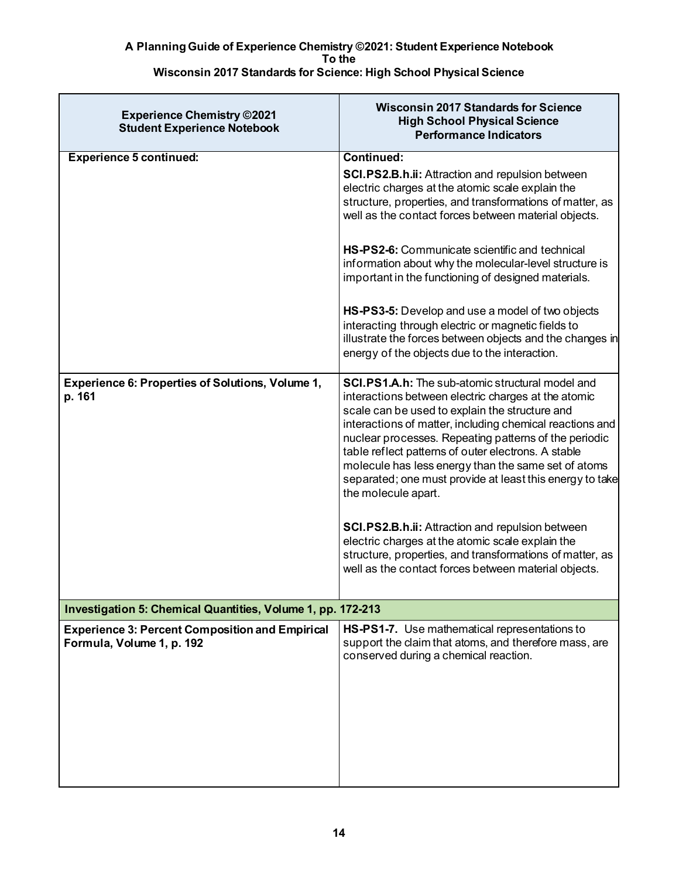**A Planning Guide of Experience Chemistry ©2021: Student Experience Notebook To the Wisconsin 2017 Standards for Science: High School Physical Science**

| Experience Chemistry ©2021 Student Experience Notebook | Wisconsin 2017 Standards for Science High School Physical Science Performance Indicators |
|---|---|
| **Experience 5 continued:** | **Continued:**<br>**SCI.PS2.B.h.ii:** Attraction and repulsion between electric charges at the atomic scale explain the structure, properties, and transformations of matter, as well as the contact forces between material objects.<br><br>**HS-PS2-6:** Communicate scientific and technical information about why the molecular-level structure is important in the functioning of designed materials.<br><br>**HS-PS3-5:** Develop and use a model of two objects interacting through electric or magnetic fields to illustrate the forces between objects and the changes in energy of the objects due to the interaction. |
| **Experience 6: Properties of Solutions, Volume 1, p. 161** | **SCI.PS1.A.h:** The sub-atomic structural model and interactions between electric charges at the atomic scale can be used to explain the structure and interactions of matter, including chemical reactions and nuclear processes. Repeating patterns of the periodic table reflect patterns of outer electrons. A stable molecule has less energy than the same set of atoms separated; one must provide at least this energy to take the molecule apart.<br><br>**SCI.PS2.B.h.ii:** Attraction and repulsion between electric charges at the atomic scale explain the structure, properties, and transformations of matter, as well as the contact forces between material objects. |
| **Investigation 5: Chemical Quantities, Volume 1, pp. 172-213** | |
| **Experience 3: Percent Composition and Empirical Formula, Volume 1, p. 192** | **HS-PS1-7.** Use mathematical representations to support the claim that atoms, and therefore mass, are conserved during a chemical reaction. |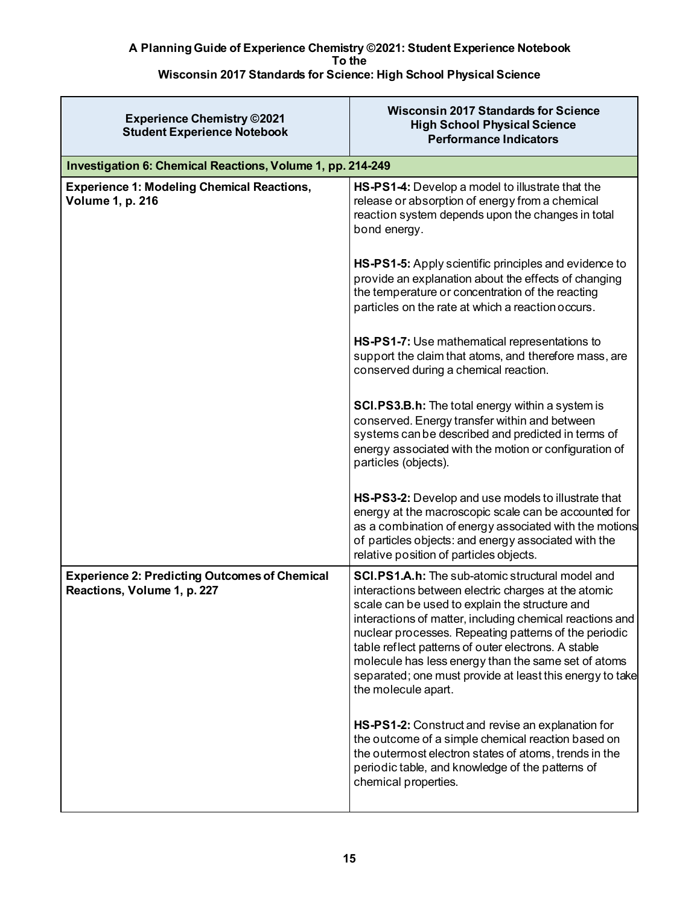**A Planning Guide of Experience Chemistry ©2021: Student Experience Notebook**
**To the**
**Wisconsin 2017 Standards for Science: High School Physical Science**

| Experience Chemistry ©2021 Student Experience Notebook | Wisconsin 2017 Standards for Science High School Physical Science Performance Indicators |
|---|---|
| **Investigation 6: Chemical Reactions, Volume 1, pp. 214-249** | |
| **Experience 1: Modeling Chemical Reactions, Volume 1, p. 216** | **HS-PS1-4:** Develop a model to illustrate that the release or absorption of energy from a chemical reaction system depends upon the changes in total bond energy.<br><br>**HS-PS1-5:** Apply scientific principles and evidence to provide an explanation about the effects of changing the temperature or concentration of the reacting particles on the rate at which a reaction occurs.<br><br>**HS-PS1-7:** Use mathematical representations to support the claim that atoms, and therefore mass, are conserved during a chemical reaction.<br><br>**SCI.PS3.B.h:** The total energy within a system is conserved. Energy transfer within and between systems can be described and predicted in terms of energy associated with the motion or configuration of particles (objects).<br><br>**HS-PS3-2:** Develop and use models to illustrate that energy at the macroscopic scale can be accounted for as a combination of energy associated with the motions of particles objects: and energy associated with the relative position of particles objects. |
| **Experience 2: Predicting Outcomes of Chemical Reactions, Volume 1, p. 227** | **SCI.PS1.A.h:** The sub-atomic structural model and interactions between electric charges at the atomic scale can be used to explain the structure and interactions of matter, including chemical reactions and nuclear processes. Repeating patterns of the periodic table reflect patterns of outer electrons. A stable molecule has less energy than the same set of atoms separated; one must provide at least this energy to take the molecule apart.<br><br>**HS-PS1-2:** Construct and revise an explanation for the outcome of a simple chemical reaction based on the outermost electron states of atoms, trends in the periodic table, and knowledge of the patterns of chemical properties. |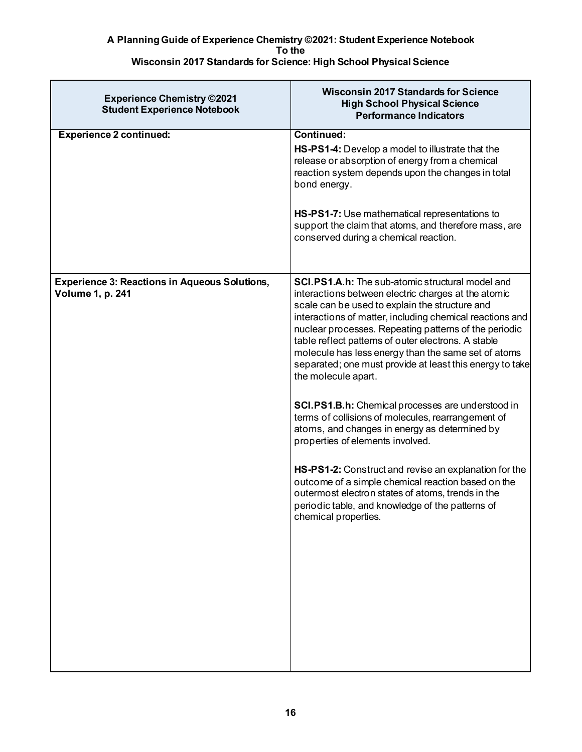**A Planning Guide of Experience Chemistry ©2021: Student Experience Notebook**
**To the**
**Wisconsin 2017 Standards for Science: High School Physical Science**

| Experience Chemistry ©2021 Student Experience Notebook | Wisconsin 2017 Standards for Science High School Physical Science Performance Indicators |
|---|---|
| **Experience 2 continued:** | **Continued:** <br><br> **HS-PS1-4:** Develop a model to illustrate that the release or absorption of energy from a chemical reaction system depends upon the changes in total bond energy. <br><br> **HS-PS1-7:** Use mathematical representations to support the claim that atoms, and therefore mass, are conserved during a chemical reaction. |
| **Experience 3: Reactions in Aqueous Solutions, Volume 1, p. 241** | **SCI.PS1.A.h:** The sub-atomic structural model and interactions between electric charges at the atomic scale can be used to explain the structure and interactions of matter, including chemical reactions and nuclear processes. Repeating patterns of the periodic table reflect patterns of outer electrons. A stable molecule has less energy than the same set of atoms separated; one must provide at least this energy to take the molecule apart. <br><br> **SCI.PS1.B.h:** Chemical processes are understood in terms of collisions of molecules, rearrangement of atoms, and changes in energy as determined by properties of elements involved. <br><br> **HS-PS1-2:** Construct and revise an explanation for the outcome of a simple chemical reaction based on the outermost electron states of atoms, trends in the periodic table, and knowledge of the patterns of chemical properties. |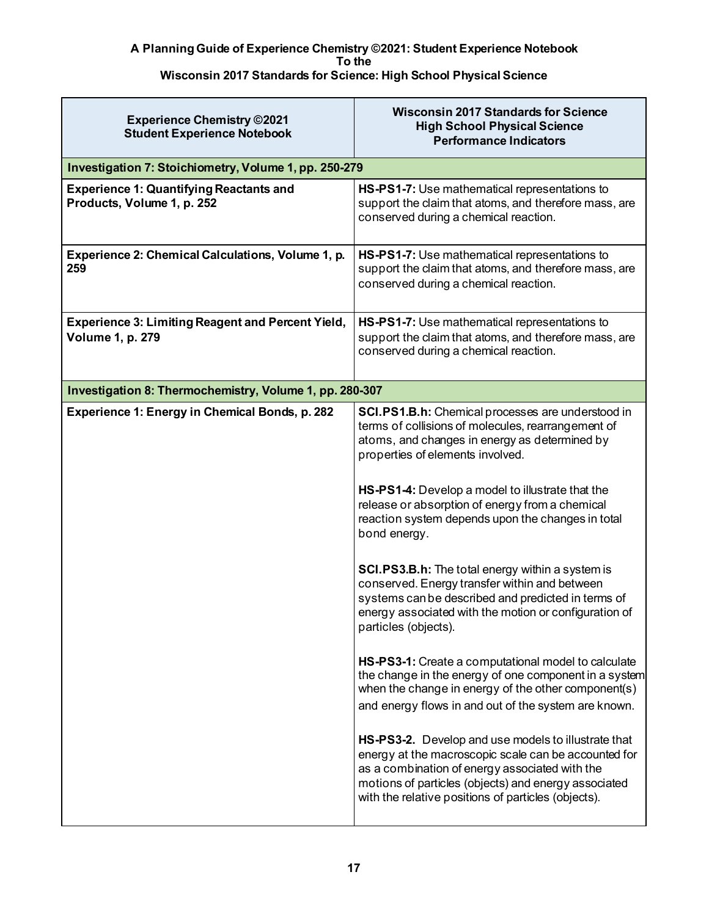**A Planning Guide of Experience Chemistry ©2021: Student Experience Notebook**
**To the**
**Wisconsin 2017 Standards for Science: High School Physical Science**

| Experience Chemistry ©2021 Student Experience Notebook | Wisconsin 2017 Standards for Science High School Physical Science Performance Indicators |
|---|---|
| **Investigation 7: Stoichiometry, Volume 1, pp. 250-279** | |
| **Experience 1: Quantifying Reactants and Products, Volume 1, p. 252** | **HS-PS1-7:** Use mathematical representations to support the claim that atoms, and therefore mass, are conserved during a chemical reaction. |
| **Experience 2: Chemical Calculations, Volume 1, p. 259** | **HS-PS1-7:** Use mathematical representations to support the claim that atoms, and therefore mass, are conserved during a chemical reaction. |
| **Experience 3: Limiting Reagent and Percent Yield, Volume 1, p. 279** | **HS-PS1-7:** Use mathematical representations to support the claim that atoms, and therefore mass, are conserved during a chemical reaction. |
| **Investigation 8: Thermochemistry, Volume 1, pp. 280-307** | |
| **Experience 1: Energy in Chemical Bonds, p. 282** | **SCI.PS1.B.h:** Chemical processes are understood in terms of collisions of molecules, rearrangement of atoms, and changes in energy as determined by properties of elements involved.<br><br>**HS-PS1-4:** Develop a model to illustrate that the release or absorption of energy from a chemical reaction system depends upon the changes in total bond energy.<br><br>**SCI.PS3.B.h:** The total energy within a system is conserved. Energy transfer within and between systems can be described and predicted in terms of energy associated with the motion or configuration of particles (objects).<br><br>**HS-PS3-1:** Create a computational model to calculate the change in the energy of one component in a system when the change in energy of the other component(s) and energy flows in and out of the system are known.<br><br>**HS-PS3-2.** Develop and use models to illustrate that energy at the macroscopic scale can be accounted for as a combination of energy associated with the motions of particles (objects) and energy associated with the relative positions of particles (objects). |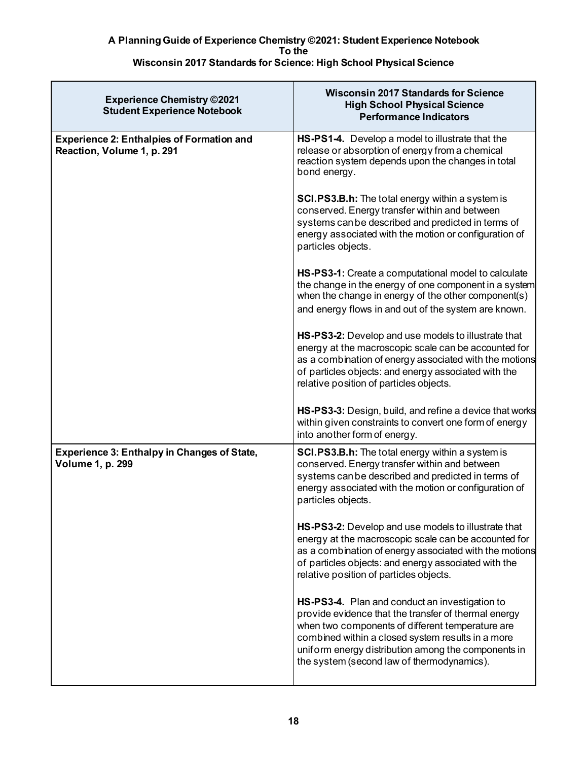**A Planning Guide of Experience Chemistry ©2021: Student Experience Notebook**
**To the**
**Wisconsin 2017 Standards for Science: High School Physical Science**

| Experience Chemistry ©2021 Student Experience Notebook | Wisconsin 2017 Standards for Science High School Physical Science Performance Indicators |
|---|---|
| **Experience 2: Enthalpies of Formation and Reaction, Volume 1, p. 291** | **HS-PS1-4.** Develop a model to illustrate that the release or absorption of energy from a chemical reaction system depends upon the changes in total bond energy.<br><br>**SCI.PS3.B.h:** The total energy within a system is conserved. Energy transfer within and between systems can be described and predicted in terms of energy associated with the motion or configuration of particles objects.<br><br>**HS-PS3-1:** Create a computational model to calculate the change in the energy of one component in a system when the change in energy of the other component(s) and energy flows in and out of the system are known.<br><br>**HS-PS3-2:** Develop and use models to illustrate that energy at the macroscopic scale can be accounted for as a combination of energy associated with the motions of particles objects: and energy associated with the relative position of particles objects.<br><br>**HS-PS3-3:** Design, build, and refine a device that works within given constraints to convert one form of energy into another form of energy. |
| **Experience 3: Enthalpy in Changes of State, Volume 1, p. 299** | **SCI.PS3.B.h:** The total energy within a system is conserved. Energy transfer within and between systems can be described and predicted in terms of energy associated with the motion or configuration of particles objects.<br><br>**HS-PS3-2:** Develop and use models to illustrate that energy at the macroscopic scale can be accounted for as a combination of energy associated with the motions of particles objects: and energy associated with the relative position of particles objects.<br><br>**HS-PS3-4.** Plan and conduct an investigation to provide evidence that the transfer of thermal energy when two components of different temperature are combined within a closed system results in a more uniform energy distribution among the components in the system (second law of thermodynamics). |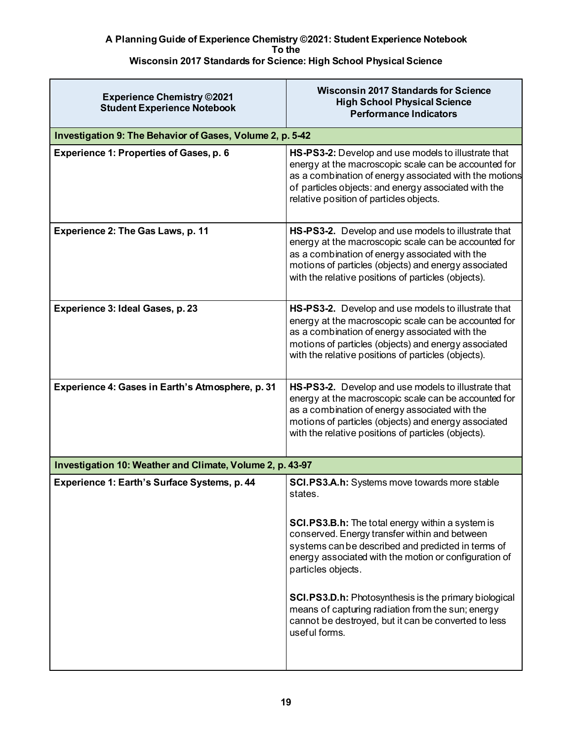**A Planning Guide of Experience Chemistry ©2021: Student Experience Notebook**
**To the**
**Wisconsin 2017 Standards for Science: High School Physical Science**

| Experience Chemistry ©2021 Student Experience Notebook | Wisconsin 2017 Standards for Science High School Physical Science Performance Indicators |
|---|---|
| **Investigation 9: The Behavior of Gases, Volume 2, p. 5-42** | |
| **Experience 1: Properties of Gases, p. 6** | **HS-PS3-2:** Develop and use models to illustrate that energy at the macroscopic scale can be accounted for as a combination of energy associated with the motions of particles objects: and energy associated with the relative position of particles objects. |
| **Experience 2: The Gas Laws, p. 11** | **HS-PS3-2.** Develop and use models to illustrate that energy at the macroscopic scale can be accounted for as a combination of energy associated with the motions of particles (objects) and energy associated with the relative positions of particles (objects). |
| **Experience 3: Ideal Gases, p. 23** | **HS-PS3-2.** Develop and use models to illustrate that energy at the macroscopic scale can be accounted for as a combination of energy associated with the motions of particles (objects) and energy associated with the relative positions of particles (objects). |
| **Experience 4: Gases in Earth's Atmosphere, p. 31** | **HS-PS3-2.** Develop and use models to illustrate that energy at the macroscopic scale can be accounted for as a combination of energy associated with the motions of particles (objects) and energy associated with the relative positions of particles (objects). |
| **Investigation 10: Weather and Climate, Volume 2, p. 43-97** | |
| **Experience 1: Earth's Surface Systems, p. 44** | **SCI.PS3.A.h:** Systems move towards more stable states.<br><br>**SCI.PS3.B.h:** The total energy within a system is conserved. Energy transfer within and between systems can be described and predicted in terms of energy associated with the motion or configuration of particles objects.<br><br>**SCI.PS3.D.h:** Photosynthesis is the primary biological means of capturing radiation from the sun; energy cannot be destroyed, but it can be converted to less useful forms. |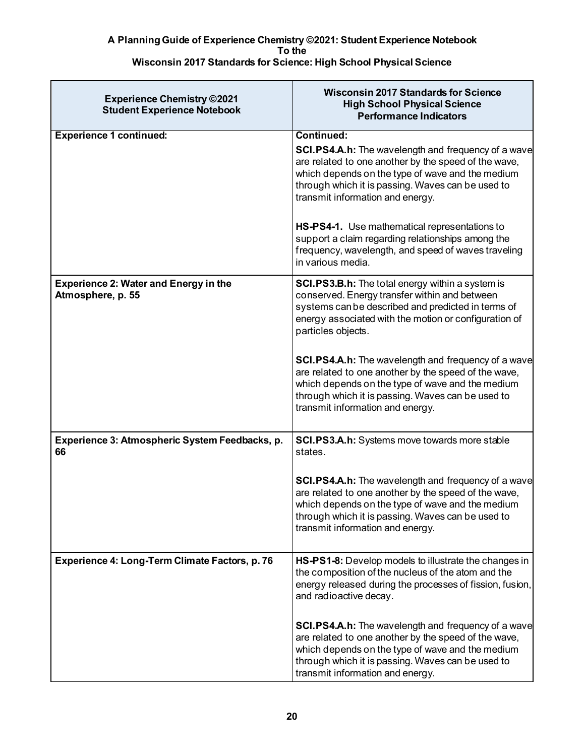**A Planning Guide of Experience Chemistry ©2021: Student Experience Notebook**
**To the**
**Wisconsin 2017 Standards for Science: High School Physical Science**

| Experience Chemistry ©2021 Student Experience Notebook | Wisconsin 2017 Standards for Science High School Physical Science Performance Indicators |
|---|---|
| **Experience 1 continued:** | **Continued:** <br><br> **SCI.PS4.A.h:** The wavelength and frequency of a wave are related to one another by the speed of the wave, which depends on the type of wave and the medium through which it is passing. Waves can be used to transmit information and energy. <br><br> **HS-PS4-1.** Use mathematical representations to support a claim regarding relationships among the frequency, wavelength, and speed of waves traveling in various media. |
| **Experience 2: Water and Energy in the Atmosphere, p. 55** | **SCI.PS3.B.h:** The total energy within a system is conserved. Energy transfer within and between systems can be described and predicted in terms of energy associated with the motion or configuration of particles objects. <br><br> **SCI.PS4.A.h:** The wavelength and frequency of a wave are related to one another by the speed of the wave, which depends on the type of wave and the medium through which it is passing. Waves can be used to transmit information and energy. |
| **Experience 3: Atmospheric System Feedbacks, p. 66** | **SCI.PS3.A.h:** Systems move towards more stable states. <br><br> **SCI.PS4.A.h:** The wavelength and frequency of a wave are related to one another by the speed of the wave, which depends on the type of wave and the medium through which it is passing. Waves can be used to transmit information and energy. |
| **Experience 4: Long-Term Climate Factors, p. 76** | **HS-PS1-8:** Develop models to illustrate the changes in the composition of the nucleus of the atom and the energy released during the processes of fission, fusion, and radioactive decay. <br><br> **SCI.PS4.A.h:** The wavelength and frequency of a wave are related to one another by the speed of the wave, which depends on the type of wave and the medium through which it is passing. Waves can be used to transmit information and energy. |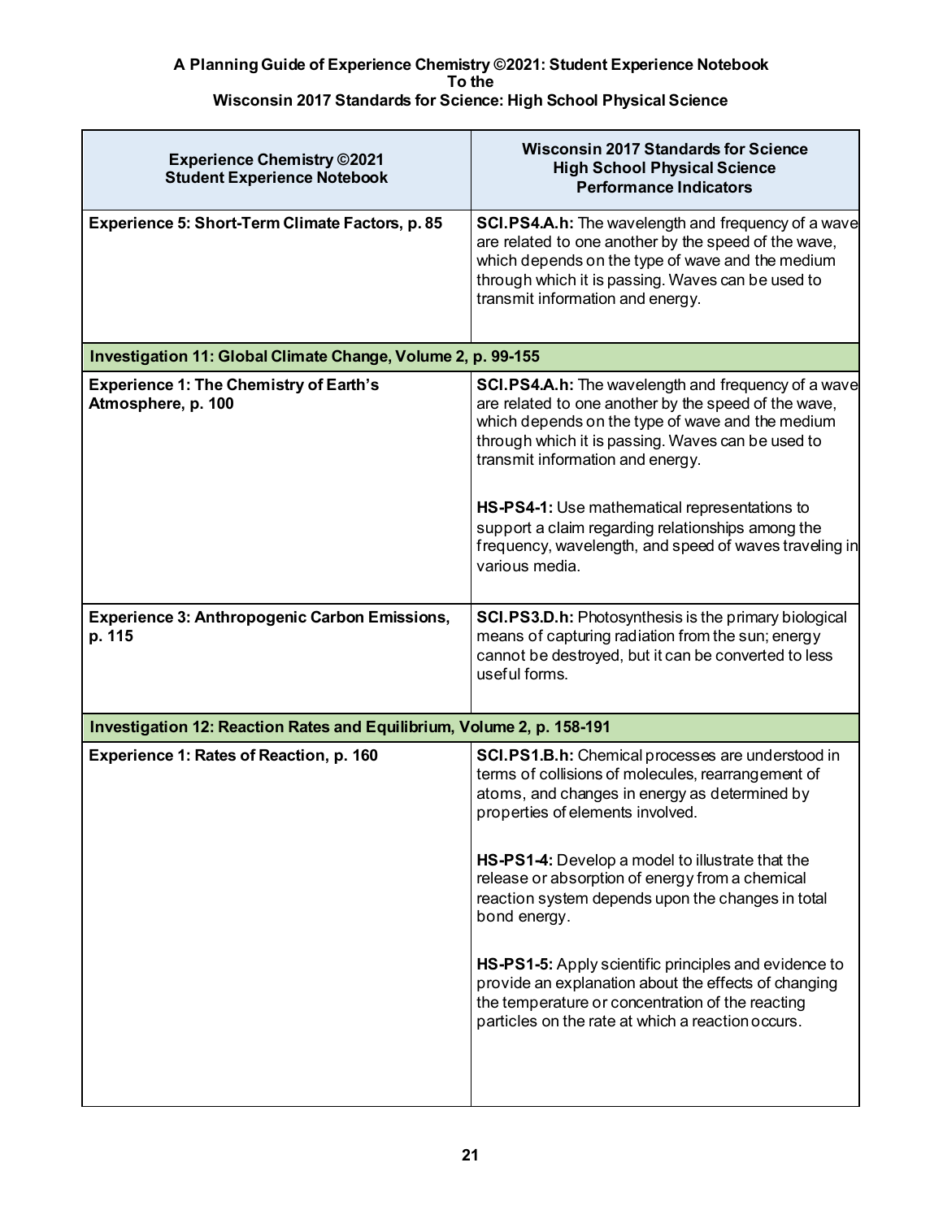**A Planning Guide of Experience Chemistry ©2021: Student Experience Notebook**
**To the**
**Wisconsin 2017 Standards for Science: High School Physical Science**

| Experience Chemistry ©2021 Student Experience Notebook | Wisconsin 2017 Standards for Science High School Physical Science Performance Indicators |
|---|---|
| **Experience 5: Short-Term Climate Factors, p. 85** | **SCI.PS4.A.h:** The wavelength and frequency of a wave are related to one another by the speed of the wave, which depends on the type of wave and the medium through which it is passing. Waves can be used to transmit information and energy. |
| **Investigation 11: Global Climate Change, Volume 2, p. 99-155** | |
| **Experience 1: The Chemistry of Earth's Atmosphere, p. 100** | **SCI.PS4.A.h:** The wavelength and frequency of a wave are related to one another by the speed of the wave, which depends on the type of wave and the medium through which it is passing. Waves can be used to transmit information and energy.<br><br>**HS-PS4-1:** Use mathematical representations to support a claim regarding relationships among the frequency, wavelength, and speed of waves traveling in various media. |
| **Experience 3: Anthropogenic Carbon Emissions, p. 115** | **SCI.PS3.D.h:** Photosynthesis is the primary biological means of capturing radiation from the sun; energy cannot be destroyed, but it can be converted to less useful forms. |
| **Investigation 12: Reaction Rates and Equilibrium, Volume 2, p. 158-191** | |
| **Experience 1: Rates of Reaction, p. 160** | **SCI.PS1.B.h:** Chemical processes are understood in terms of collisions of molecules, rearrangement of atoms, and changes in energy as determined by properties of elements involved.<br><br>**HS-PS1-4:** Develop a model to illustrate that the release or absorption of energy from a chemical reaction system depends upon the changes in total bond energy.<br><br>**HS-PS1-5:** Apply scientific principles and evidence to provide an explanation about the effects of changing the temperature or concentration of the reacting particles on the rate at which a reaction occurs. |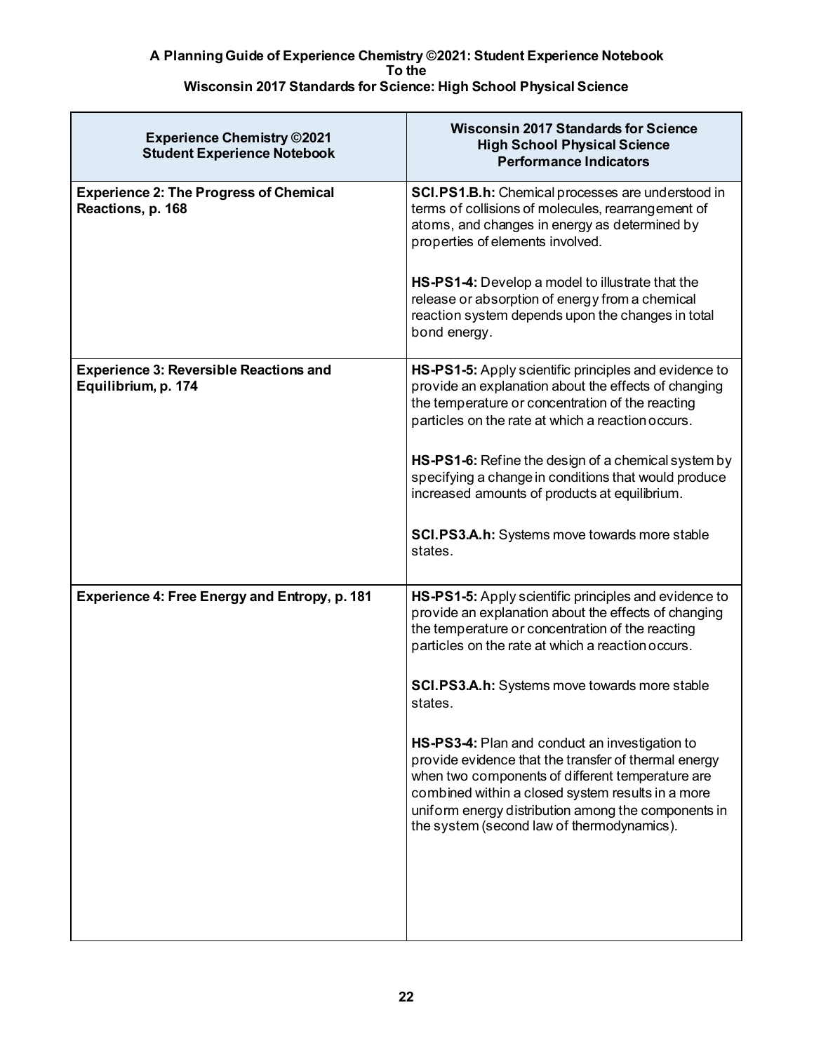**A Planning Guide of Experience Chemistry ©2021: Student Experience Notebook**
**To the**
**Wisconsin 2017 Standards for Science: High School Physical Science**

| Experience Chemistry ©2021 Student Experience Notebook | Wisconsin 2017 Standards for Science High School Physical Science Performance Indicators |
|---|---|
| **Experience 2: The Progress of Chemical Reactions, p. 168** | **SCI.PS1.B.h:** Chemical processes are understood in terms of collisions of molecules, rearrangement of atoms, and changes in energy as determined by properties of elements involved.<br><br>**HS-PS1-4:** Develop a model to illustrate that the release or absorption of energy from a chemical reaction system depends upon the changes in total bond energy. |
| **Experience 3: Reversible Reactions and Equilibrium, p. 174** | **HS-PS1-5:** Apply scientific principles and evidence to provide an explanation about the effects of changing the temperature or concentration of the reacting particles on the rate at which a reaction occurs.<br><br>**HS-PS1-6:** Refine the design of a chemical system by specifying a change in conditions that would produce increased amounts of products at equilibrium.<br><br>**SCI.PS3.A.h:** Systems move towards more stable states. |
| **Experience 4: Free Energy and Entropy, p. 181** | **HS-PS1-5:** Apply scientific principles and evidence to provide an explanation about the effects of changing the temperature or concentration of the reacting particles on the rate at which a reaction occurs.<br><br>**SCI.PS3.A.h:** Systems move towards more stable states.<br><br>**HS-PS3-4:** Plan and conduct an investigation to provide evidence that the transfer of thermal energy when two components of different temperature are combined within a closed system results in a more uniform energy distribution among the components in the system (second law of thermodynamics). |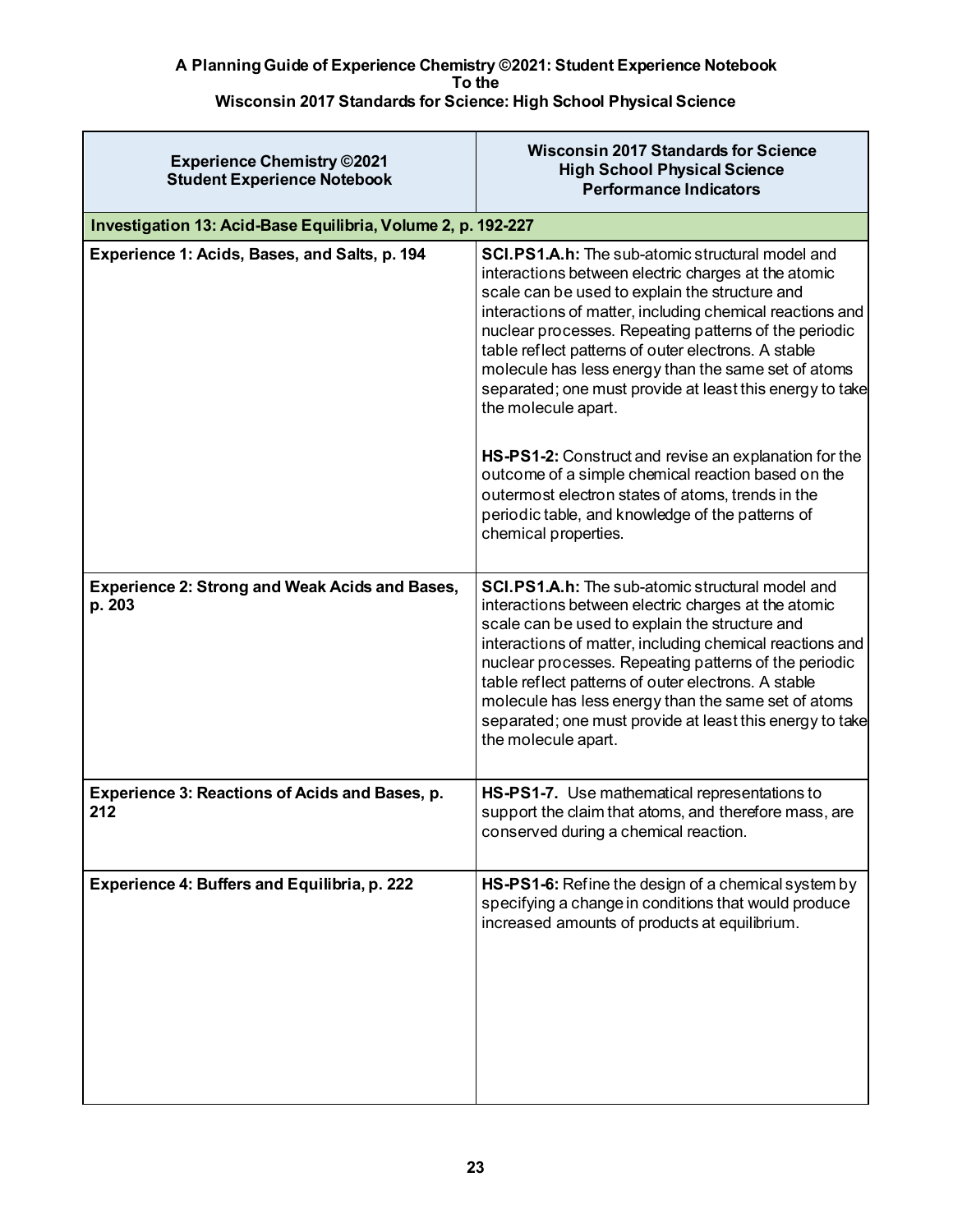**A Planning Guide of Experience Chemistry ©2021: Student Experience Notebook**
**To the**
**Wisconsin 2017 Standards for Science: High School Physical Science**

| Experience Chemistry ©2021 Student Experience Notebook | Wisconsin 2017 Standards for Science High School Physical Science Performance Indicators |
|---|---|
| **Investigation 13: Acid-Base Equilibria, Volume 2, p. 192-227** | |
| **Experience 1: Acids, Bases, and Salts, p. 194** | **SCI.PS1.A.h:** The sub-atomic structural model and interactions between electric charges at the atomic scale can be used to explain the structure and interactions of matter, including chemical reactions and nuclear processes. Repeating patterns of the periodic table reflect patterns of outer electrons. A stable molecule has less energy than the same set of atoms separated; one must provide at least this energy to take the molecule apart.<br><br>**HS-PS1-2:** Construct and revise an explanation for the outcome of a simple chemical reaction based on the outermost electron states of atoms, trends in the periodic table, and knowledge of the patterns of chemical properties. |
| **Experience 2: Strong and Weak Acids and Bases, p. 203** | **SCI.PS1.A.h:** The sub-atomic structural model and interactions between electric charges at the atomic scale can be used to explain the structure and interactions of matter, including chemical reactions and nuclear processes. Repeating patterns of the periodic table reflect patterns of outer electrons. A stable molecule has less energy than the same set of atoms separated; one must provide at least this energy to take the molecule apart. |
| **Experience 3: Reactions of Acids and Bases, p. 212** | **HS-PS1-7.** Use mathematical representations to support the claim that atoms, and therefore mass, are conserved during a chemical reaction. |
| **Experience 4: Buffers and Equilibria, p. 222** | **HS-PS1-6:** Refine the design of a chemical system by specifying a change in conditions that would produce increased amounts of products at equilibrium. |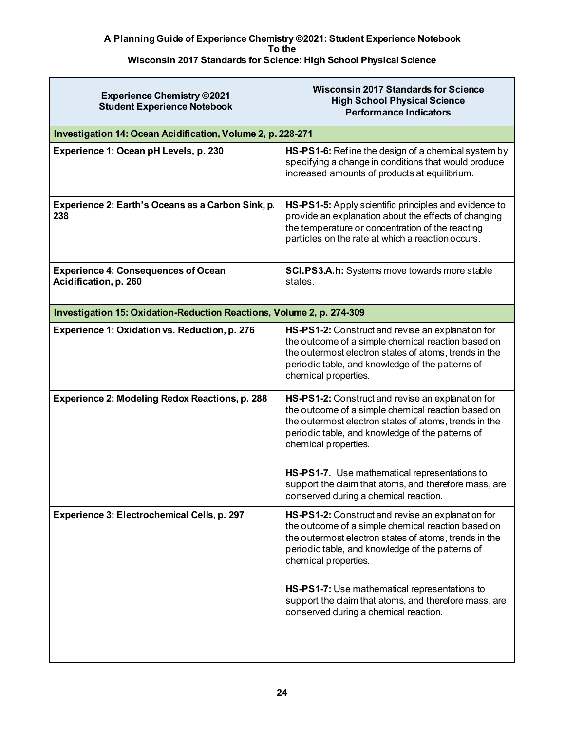**A Planning Guide of Experience Chemistry ©2021: Student Experience Notebook**
**To the**
**Wisconsin 2017 Standards for Science: High School Physical Science**

| Experience Chemistry ©2021 Student Experience Notebook | Wisconsin 2017 Standards for Science High School Physical Science Performance Indicators |
|---|---|
| **Investigation 14: Ocean Acidification, Volume 2, p. 228-271** | |
| **Experience 1: Ocean pH Levels, p. 230** | **HS-PS1-6:** Refine the design of a chemical system by specifying a change in conditions that would produce increased amounts of products at equilibrium. |
| **Experience 2: Earth's Oceans as a Carbon Sink, p. 238** | **HS-PS1-5:** Apply scientific principles and evidence to provide an explanation about the effects of changing the temperature or concentration of the reacting particles on the rate at which a reaction occurs. |
| **Experience 4: Consequences of Ocean Acidification, p. 260** | **SCI.PS3.A.h:** Systems move towards more stable states. |
| **Investigation 15: Oxidation-Reduction Reactions, Volume 2, p. 274-309** | |
| **Experience 1: Oxidation vs. Reduction, p. 276** | **HS-PS1-2:** Construct and revise an explanation for the outcome of a simple chemical reaction based on the outermost electron states of atoms, trends in the periodic table, and knowledge of the patterns of chemical properties. |
| **Experience 2: Modeling Redox Reactions, p. 288** | **HS-PS1-2:** Construct and revise an explanation for the outcome of a simple chemical reaction based on the outermost electron states of atoms, trends in the periodic table, and knowledge of the patterns of chemical properties.<br><br>**HS-PS1-7.** Use mathematical representations to support the claim that atoms, and therefore mass, are conserved during a chemical reaction. |
| **Experience 3: Electrochemical Cells, p. 297** | **HS-PS1-2:** Construct and revise an explanation for the outcome of a simple chemical reaction based on the outermost electron states of atoms, trends in the periodic table, and knowledge of the patterns of chemical properties.<br><br>**HS-PS1-7:** Use mathematical representations to support the claim that atoms, and therefore mass, are conserved during a chemical reaction. |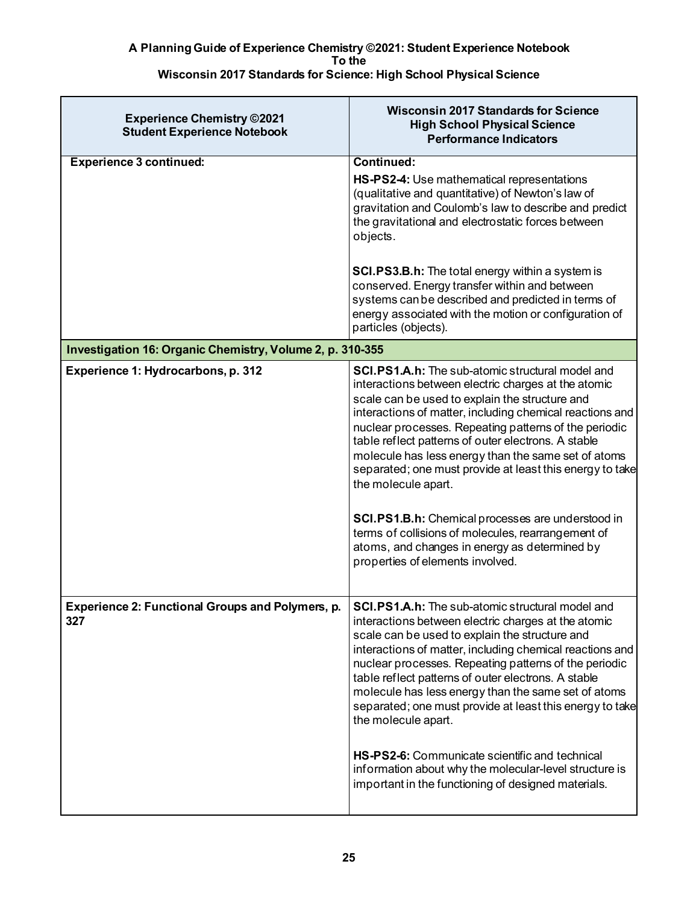**A Planning Guide of Experience Chemistry ©2021: Student Experience Notebook**
**To the**
**Wisconsin 2017 Standards for Science: High School Physical Science**

| Experience Chemistry ©2021<br>Student Experience Notebook | Wisconsin 2017 Standards for Science<br>High School Physical Science<br>Performance Indicators |
|---|---|
| **Experience 3 continued:** | **Continued:**<br><br>**HS-PS2-4:** Use mathematical representations (qualitative and quantitative) of Newton's law of gravitation and Coulomb's law to describe and predict the gravitational and electrostatic forces between objects.<br><br>**SCI.PS3.B.h:** The total energy within a system is conserved. Energy transfer within and between systems can be described and predicted in terms of energy associated with the motion or configuration of particles (objects). |
| **Investigation 16: Organic Chemistry, Volume 2, p. 310-355** | |
| **Experience 1: Hydrocarbons, p. 312** | **SCI.PS1.A.h:** The sub-atomic structural model and interactions between electric charges at the atomic scale can be used to explain the structure and interactions of matter, including chemical reactions and nuclear processes. Repeating patterns of the periodic table reflect patterns of outer electrons. A stable molecule has less energy than the same set of atoms separated; one must provide at least this energy to take the molecule apart.<br><br>**SCI.PS1.B.h:** Chemical processes are understood in terms of collisions of molecules, rearrangement of atoms, and changes in energy as determined by properties of elements involved. |
| **Experience 2: Functional Groups and Polymers, p. 327** | **SCI.PS1.A.h:** The sub-atomic structural model and interactions between electric charges at the atomic scale can be used to explain the structure and interactions of matter, including chemical reactions and nuclear processes. Repeating patterns of the periodic table reflect patterns of outer electrons. A stable molecule has less energy than the same set of atoms separated; one must provide at least this energy to take the molecule apart.<br><br>**HS-PS2-6:** Communicate scientific and technical information about why the molecular-level structure is important in the functioning of designed materials. |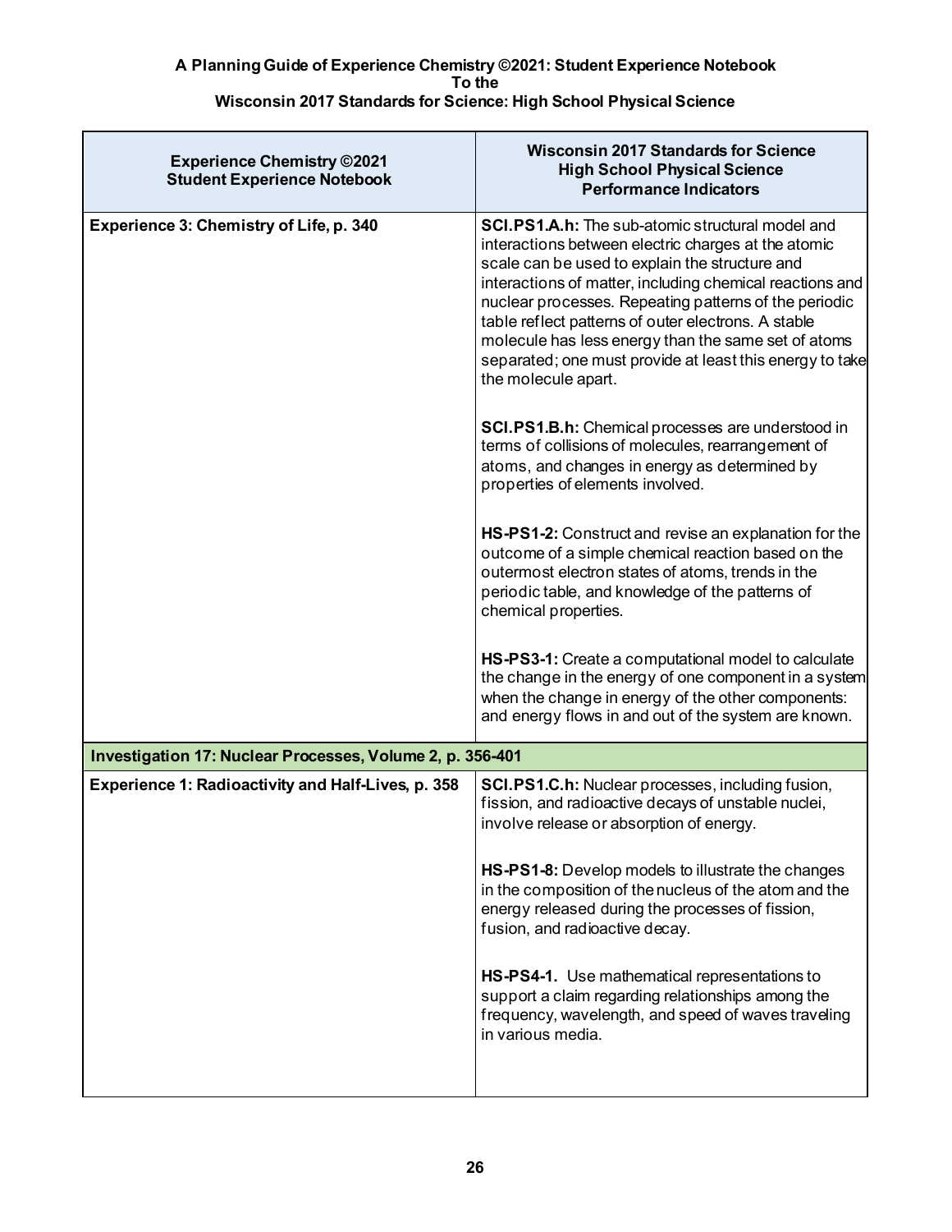**A Planning Guide of Experience Chemistry ©2021: Student Experience Notebook**
**To the**
**Wisconsin 2017 Standards for Science: High School Physical Science**

| Experience Chemistry ©2021 Student Experience Notebook | Wisconsin 2017 Standards for Science High School Physical Science Performance Indicators |
|---|---|
| **Experience 3: Chemistry of Life, p. 340** | **SCI.PS1.A.h:** The sub-atomic structural model and interactions between electric charges at the atomic scale can be used to explain the structure and interactions of matter, including chemical reactions and nuclear processes. Repeating patterns of the periodic table reflect patterns of outer electrons. A stable molecule has less energy than the same set of atoms separated; one must provide at least this energy to take the molecule apart.<br><br>**SCI.PS1.B.h:** Chemical processes are understood in terms of collisions of molecules, rearrangement of atoms, and changes in energy as determined by properties of elements involved.<br><br>**HS-PS1-2:** Construct and revise an explanation for the outcome of a simple chemical reaction based on the outermost electron states of atoms, trends in the periodic table, and knowledge of the patterns of chemical properties.<br><br>**HS-PS3-1:** Create a computational model to calculate the change in the energy of one component in a system when the change in energy of the other components: and energy flows in and out of the system are known. |
| **Investigation 17: Nuclear Processes, Volume 2, p. 356-401** | |
| **Experience 1: Radioactivity and Half-Lives, p. 358** | **SCI.PS1.C.h:** Nuclear processes, including fusion, fission, and radioactive decays of unstable nuclei, involve release or absorption of energy.<br><br>**HS-PS1-8:** Develop models to illustrate the changes in the composition of the nucleus of the atom and the energy released during the processes of fission, fusion, and radioactive decay.<br><br>**HS-PS4-1.** Use mathematical representations to support a claim regarding relationships among the frequency, wavelength, and speed of waves traveling in various media. |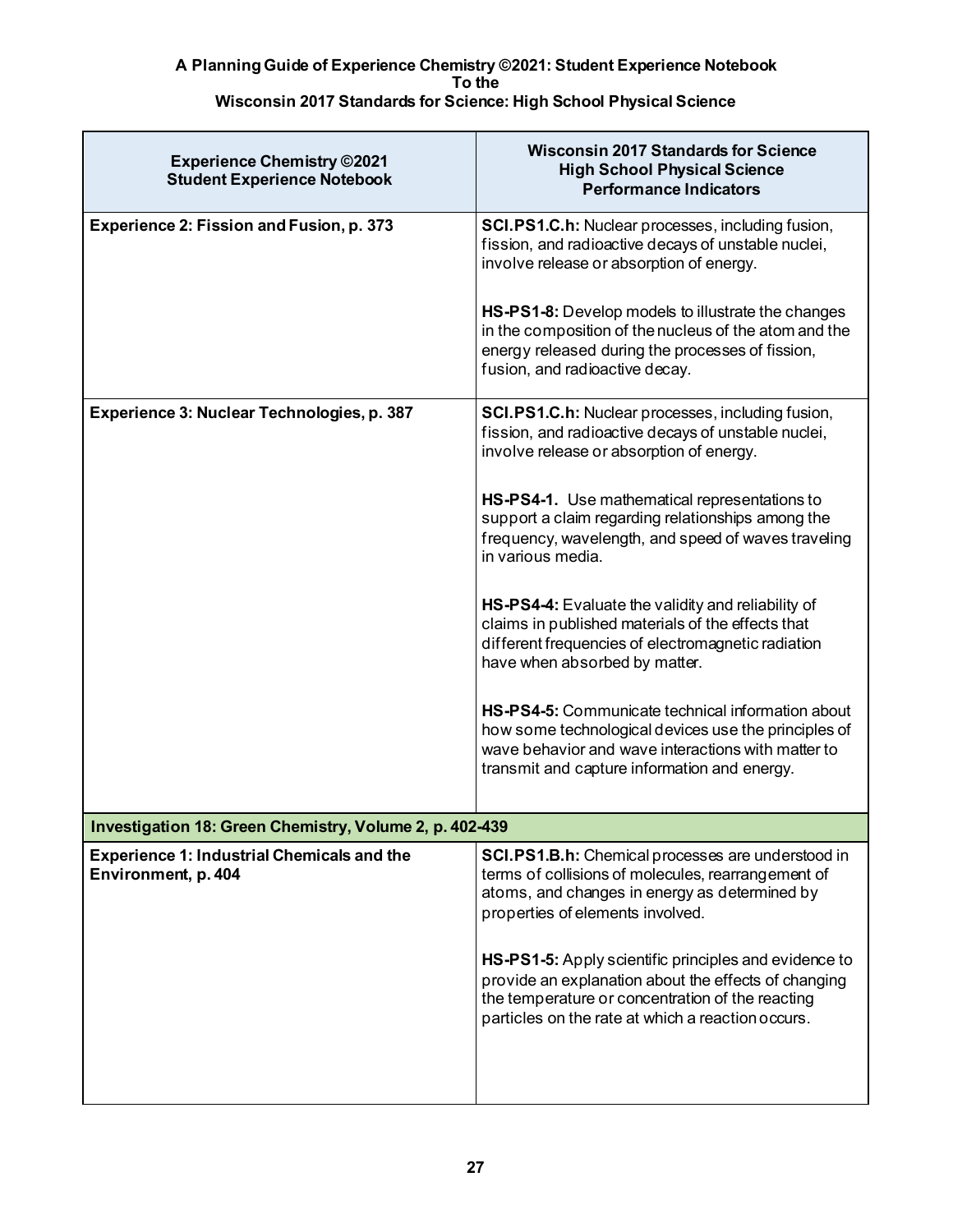**A Planning Guide of Experience Chemistry ©2021: Student Experience Notebook**
**To the**
**Wisconsin 2017 Standards for Science: High School Physical Science**

| Experience Chemistry ©2021 Student Experience Notebook | Wisconsin 2017 Standards for Science High School Physical Science Performance Indicators |
|---|---|
| **Experience 2: Fission and Fusion, p. 373** | **SCI.PS1.C.h:** Nuclear processes, including fusion, fission, and radioactive decays of unstable nuclei, involve release or absorption of energy.<br><br>**HS-PS1-8:** Develop models to illustrate the changes in the composition of the nucleus of the atom and the energy released during the processes of fission, fusion, and radioactive decay. |
| **Experience 3: Nuclear Technologies, p. 387** | **SCI.PS1.C.h:** Nuclear processes, including fusion, fission, and radioactive decays of unstable nuclei, involve release or absorption of energy.<br><br>**HS-PS4-1.** Use mathematical representations to support a claim regarding relationships among the frequency, wavelength, and speed of waves traveling in various media.<br><br>**HS-PS4-4:** Evaluate the validity and reliability of claims in published materials of the effects that different frequencies of electromagnetic radiation have when absorbed by matter.<br><br>**HS-PS4-5:** Communicate technical information about how some technological devices use the principles of wave behavior and wave interactions with matter to transmit and capture information and energy. |
| **Investigation 18: Green Chemistry, Volume 2, p. 402-439** | |
| **Experience 1: Industrial Chemicals and the Environment, p. 404** | **SCI.PS1.B.h:** Chemical processes are understood in terms of collisions of molecules, rearrangement of atoms, and changes in energy as determined by properties of elements involved.<br><br>**HS-PS1-5:** Apply scientific principles and evidence to provide an explanation about the effects of changing the temperature or concentration of the reacting particles on the rate at which a reaction occurs. |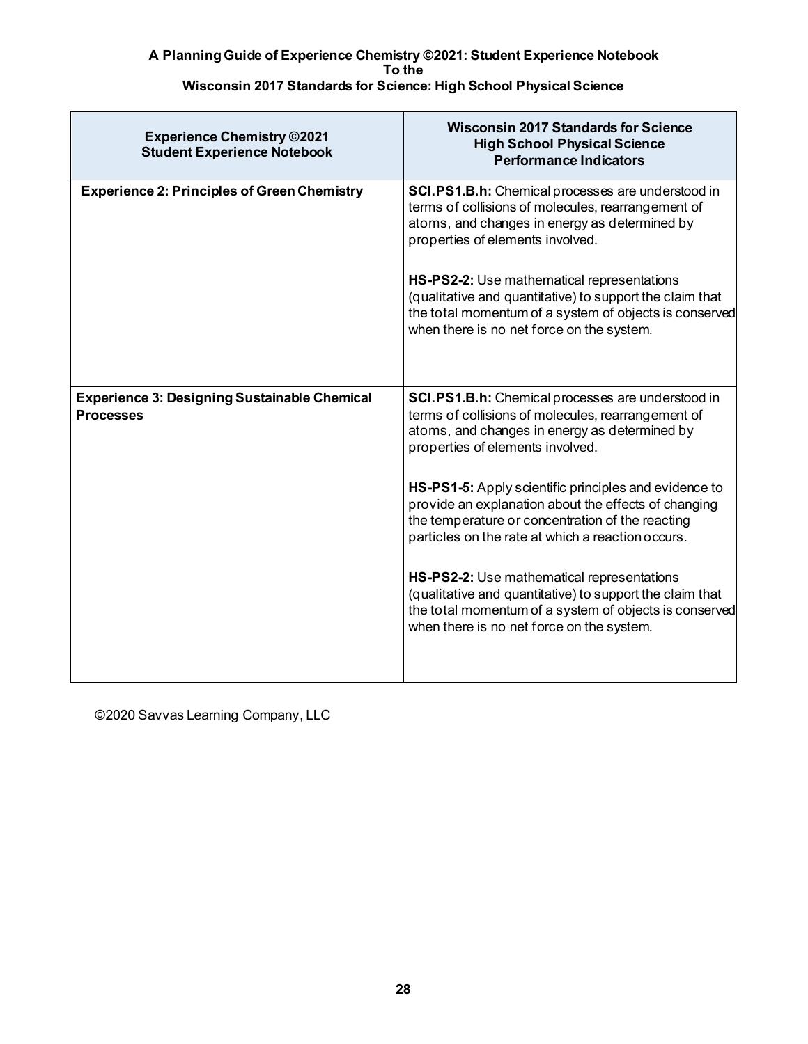**A Planning Guide of Experience Chemistry ©2021: Student Experience Notebook**
**To the**
**Wisconsin 2017 Standards for Science: High School Physical Science**

| Experience Chemistry ©2021<br>Student Experience Notebook | Wisconsin 2017 Standards for Science<br>High School Physical Science<br>Performance Indicators |
|---|---|
| **Experience 2: Principles of Green Chemistry** | **SCI.PS1.B.h:** Chemical processes are understood in terms of collisions of molecules, rearrangement of atoms, and changes in energy as determined by properties of elements involved.<br><br>**HS-PS2-2:** Use mathematical representations (qualitative and quantitative) to support the claim that the total momentum of a system of objects is conserved when there is no net force on the system. |
| **Experience 3: Designing Sustainable Chemical Processes** | **SCI.PS1.B.h:** Chemical processes are understood in terms of collisions of molecules, rearrangement of atoms, and changes in energy as determined by properties of elements involved.<br><br>**HS-PS1-5:** Apply scientific principles and evidence to provide an explanation about the effects of changing the temperature or concentration of the reacting particles on the rate at which a reaction occurs.<br><br>**HS-PS2-2:** Use mathematical representations (qualitative and quantitative) to support the claim that the total momentum of a system of objects is conserved when there is no net force on the system. |

©2020 Savvas Learning Company, LLC